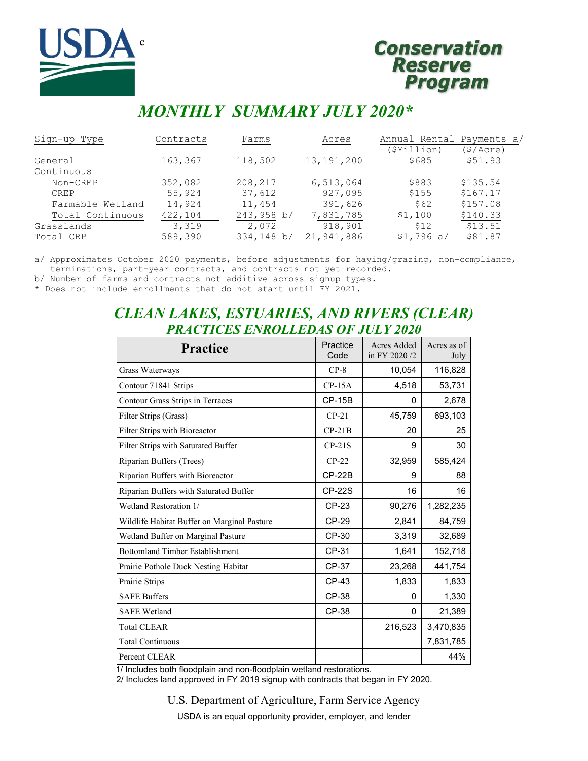# Conservation Reserve Program

## MONTHLY SUMMARY JULY 2020*

| Sign-up Type | Contracts | Farms | Acres | Annual Rental Payments a/ ($Million) | Annual Rental Payments a/ ($/Acre) |
|---|---|---|---|---|---|
| General | 163,367 | 118,502 | 13,191,200 | $685 | $51.93 |
| Continuous | | | | | |
| Non-CREP | 352,082 | 208,217 | 6,513,064 | $883 | $135.54 |
| CREP | 55,924 | 37,612 | 927,095 | $155 | $167.17 |
| Farmable Wetland | 14,924 | 11,454 | 391,626 | $62 | $157.08 |
| Total Continuous | 422,104 | 243,958 b/ | 7,831,785 | $1,100 | $140.33 |
| Grasslands | 3,319 | 2,072 | 918,901 | $12 | $13.51 |
| Total CRP | 589,390 | 334,148 b/ | 21,941,886 | $1,796 a/ | $81.87 |

a/ Approximates October 2020 payments, before adjustments for haying/grazing, non-compliance, terminations, part-year contracts, and contracts not yet recorded.
b/ Number of farms and contracts not additive across signup types.
* Does not include enrollments that do not start until FY 2021.

## CLEAN LAKES, ESTUARIES, AND RIVERS (CLEAR) PRACTICES ENROLLEDAS OF JULY 2020

| Practice | Practice Code | Acres Added in FY 2020 /2 | Acres as of July |
|---|---|---|---|
| Grass Waterways | CP-8 | 10,054 | 116,828 |
| Contour 71841 Strips | CP-15A | 4,518 | 53,731 |
| Contour Grass Strips in Terraces | CP-15B | 0 | 2,678 |
| Filter Strips (Grass) | CP-21 | 45,759 | 693,103 |
| Filter Strips with Bioreactor | CP-21B | 20 | 25 |
| Filter Strips with Saturated Buffer | CP-21S | 9 | 30 |
| Riparian Buffers (Trees) | CP-22 | 32,959 | 585,424 |
| Riparian Buffers with Bioreactor | CP-22B | 9 | 88 |
| Riparian Buffers with Saturated Buffer | CP-22S | 16 | 16 |
| Wetland Restoration 1/ | CP-23 | 90,276 | 1,282,235 |
| Wildlife Habitat Buffer on Marginal Pasture | CP-29 | 2,841 | 84,759 |
| Wetland Buffer on Marginal Pasture | CP-30 | 3,319 | 32,689 |
| Bottomland Timber Establishment | CP-31 | 1,641 | 152,718 |
| Prairie Pothole Duck Nesting Habitat | CP-37 | 23,268 | 441,754 |
| Prairie Strips | CP-43 | 1,833 | 1,833 |
| SAFE Buffers | CP-38 | 0 | 1,330 |
| SAFE Wetland | CP-38 | 0 | 21,389 |
| Total CLEAR | | 216,523 | 3,470,835 |
| Total Continuous | | | 7,831,785 |
| Percent CLEAR | | | 44% |

1/ Includes both floodplain and non-floodplain wetland restorations.
2/ Includes land approved in FY 2019 signup with contracts that began in FY 2020.

U.S. Department of Agriculture, Farm Service Agency

USDA is an equal opportunity provider, employer, and lender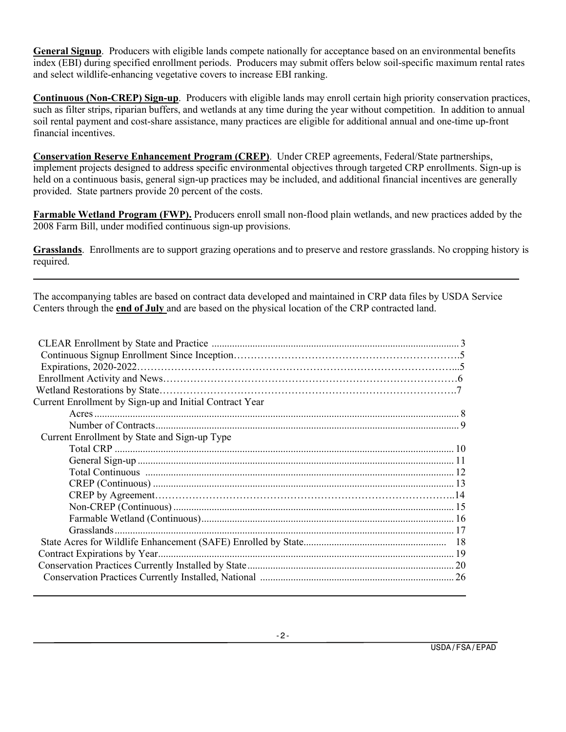**General Signup**. Producers with eligible lands compete nationally for acceptance based on an environmental benefits index (EBI) during specified enrollment periods. Producers may submit offers below soil-specific maximum rental rates and select wildlife-enhancing vegetative covers to increase EBI ranking.

**Continuous (Non-CREP) Sign-up**. Producers with eligible lands may enroll certain high priority conservation practices, such as filter strips, riparian buffers, and wetlands at any time during the year without competition. In addition to annual soil rental payment and cost-share assistance, many practices are eligible for additional annual and one-time up-front financial incentives.

**Conservation Reserve Enhancement Program (CREP)**. Under CREP agreements, Federal/State partnerships, implement projects designed to address specific environmental objectives through targeted CRP enrollments. Sign-up is held on a continuous basis, general sign-up practices may be included, and additional financial incentives are generally provided. State partners provide 20 percent of the costs.

**Farmable Wetland Program (FWP).** Producers enroll small non-flood plain wetlands, and new practices added by the 2008 Farm Bill, under modified continuous sign-up provisions.

**Grasslands**. Enrollments are to support grazing operations and to preserve and restore grasslands. No cropping history is required.

---

The accompanying tables are based on contract data developed and maintained in CRP data files by USDA Service Centers through the **end of July** and are based on the physical location of the CRP contracted land.

| | |
|---|---|
| CLEAR Enrollment by State and Practice | 3 |
| Continuous Signup Enrollment Since Inception | 5 |
| Expirations, 2020-2022 | 5 |
| Enrollment Activity and News | 6 |
| Wetland Restorations by State | 7 |
| Current Enrollment by Sign-up and Initial Contract Year | |
| Acres | 8 |
| Number of Contracts | 9 |
| Current Enrollment by State and Sign-up Type | |
| Total CRP | 10 |
| General Sign-up | 11 |
| Total Continuous | 12 |
| CREP (Continuous) | 13 |
| CREP by Agreement | 14 |
| Non-CREP (Continuous) | 15 |
| Farmable Wetland (Continuous) | 16 |
| Grasslands | 17 |
| State Acres for Wildlife Enhancement (SAFE) Enrolled by State | 18 |
| Contract Expirations by Year | 19 |
| Conservation Practices Currently Installed by State | 20 |
| Conservation Practices Currently Installed, National | 26 |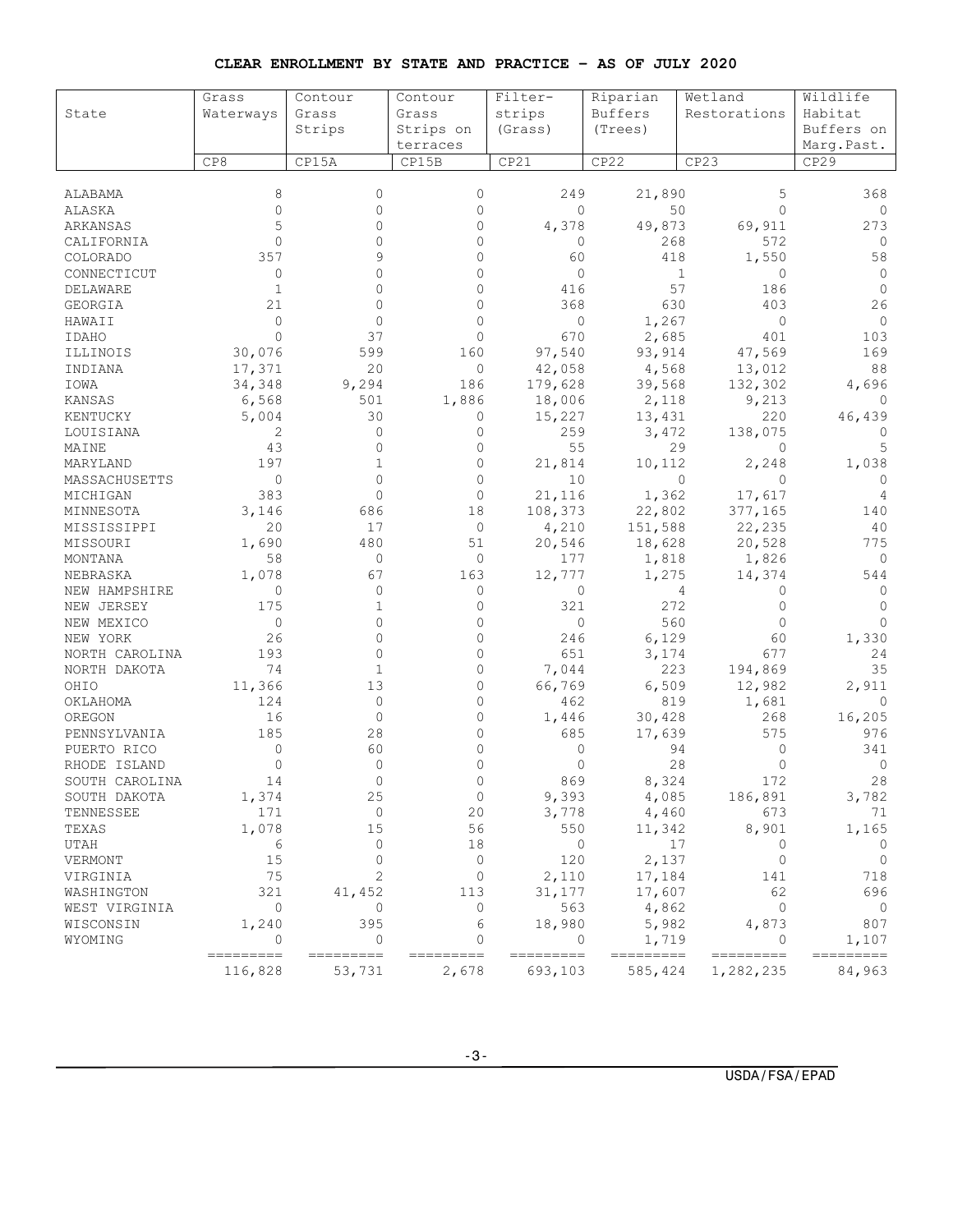**CLEAR ENROLLMENT BY STATE AND PRACTICE - AS OF JULY 2020**

| State | Grass Waterways | Contour Grass Strips | Contour Grass Strips on terraces | Filter-strips (Grass) | Riparian Buffers (Trees) | Wetland Restorations | Wildlife Habitat Buffers on Marg.Past. |
|---|---|---|---|---|---|---|---|
| | CP8 | CP15A | CP15B | CP21 | CP22 | CP23 | CP29 |
| ALABAMA | 8 | 0 | 0 | 249 | 21,890 | 5 | 368 |
| ALASKA | 0 | 0 | 0 | 0 | 50 | 0 | 0 |
| ARKANSAS | 5 | 0 | 0 | 4,378 | 49,873 | 69,911 | 273 |
| CALIFORNIA | 0 | 0 | 0 | 0 | 268 | 572 | 0 |
| COLORADO | 357 | 9 | 0 | 60 | 418 | 1,550 | 58 |
| CONNECTICUT | 0 | 0 | 0 | 0 | 1 | 0 | 0 |
| DELAWARE | 1 | 0 | 0 | 416 | 57 | 186 | 0 |
| GEORGIA | 21 | 0 | 0 | 368 | 630 | 403 | 26 |
| HAWAII | 0 | 0 | 0 | 0 | 1,267 | 0 | 0 |
| IDAHO | 0 | 37 | 0 | 670 | 2,685 | 401 | 103 |
| ILLINOIS | 30,076 | 599 | 160 | 97,540 | 93,914 | 47,569 | 169 |
| INDIANA | 17,371 | 20 | 0 | 42,058 | 4,568 | 13,012 | 88 |
| IOWA | 34,348 | 9,294 | 186 | 179,628 | 39,568 | 132,302 | 4,696 |
| KANSAS | 6,568 | 501 | 1,886 | 18,006 | 2,118 | 9,213 | 0 |
| KENTUCKY | 5,004 | 30 | 0 | 15,227 | 13,431 | 220 | 46,439 |
| LOUISIANA | 2 | 0 | 0 | 259 | 3,472 | 138,075 | 0 |
| MAINE | 43 | 0 | 0 | 55 | 29 | 0 | 5 |
| MARYLAND | 197 | 1 | 0 | 21,814 | 10,112 | 2,248 | 1,038 |
| MASSACHUSETTS | 0 | 0 | 0 | 10 | 0 | 0 | 0 |
| MICHIGAN | 383 | 0 | 0 | 21,116 | 1,362 | 17,617 | 4 |
| MINNESOTA | 3,146 | 686 | 18 | 108,373 | 22,802 | 377,165 | 140 |
| MISSISSIPPI | 20 | 17 | 0 | 4,210 | 151,588 | 22,235 | 40 |
| MISSOURI | 1,690 | 480 | 51 | 20,546 | 18,628 | 20,528 | 775 |
| MONTANA | 58 | 0 | 0 | 177 | 1,818 | 1,826 | 0 |
| NEBRASKA | 1,078 | 67 | 163 | 12,777 | 1,275 | 14,374 | 544 |
| NEW HAMPSHIRE | 0 | 0 | 0 | 0 | 4 | 0 | 0 |
| NEW JERSEY | 175 | 1 | 0 | 321 | 272 | 0 | 0 |
| NEW MEXICO | 0 | 0 | 0 | 0 | 560 | 0 | 0 |
| NEW YORK | 26 | 0 | 0 | 246 | 6,129 | 60 | 1,330 |
| NORTH CAROLINA | 193 | 0 | 0 | 651 | 3,174 | 677 | 24 |
| NORTH DAKOTA | 74 | 1 | 0 | 7,044 | 223 | 194,869 | 35 |
| OHIO | 11,366 | 13 | 0 | 66,769 | 6,509 | 12,982 | 2,911 |
| OKLAHOMA | 124 | 0 | 0 | 462 | 819 | 1,681 | 0 |
| OREGON | 16 | 0 | 0 | 1,446 | 30,428 | 268 | 16,205 |
| PENNSYLVANIA | 185 | 28 | 0 | 685 | 17,639 | 575 | 976 |
| PUERTO RICO | 0 | 60 | 0 | 0 | 94 | 0 | 341 |
| RHODE ISLAND | 0 | 0 | 0 | 0 | 28 | 0 | 0 |
| SOUTH CAROLINA | 14 | 0 | 0 | 869 | 8,324 | 172 | 28 |
| SOUTH DAKOTA | 1,374 | 25 | 0 | 9,393 | 4,085 | 186,891 | 3,782 |
| TENNESSEE | 171 | 0 | 20 | 3,778 | 4,460 | 673 | 71 |
| TEXAS | 1,078 | 15 | 56 | 550 | 11,342 | 8,901 | 1,165 |
| UTAH | 6 | 0 | 18 | 0 | 17 | 0 | 0 |
| VERMONT | 15 | 0 | 0 | 120 | 2,137 | 0 | 0 |
| VIRGINIA | 75 | 2 | 0 | 2,110 | 17,184 | 141 | 718 |
| WASHINGTON | 321 | 41,452 | 113 | 31,177 | 17,607 | 62 | 696 |
| WEST VIRGINIA | 0 | 0 | 0 | 563 | 4,862 | 0 | 0 |
| WISCONSIN | 1,240 | 395 | 6 | 18,980 | 5,982 | 4,873 | 807 |
| WYOMING | 0 | 0 | 0 | 0 | 1,719 | 0 | 1,107 |
| | 116,828 | 53,731 | 2,678 | 693,103 | 585,424 | 1,282,235 | 84,963 |

USDA/FSA/EPAD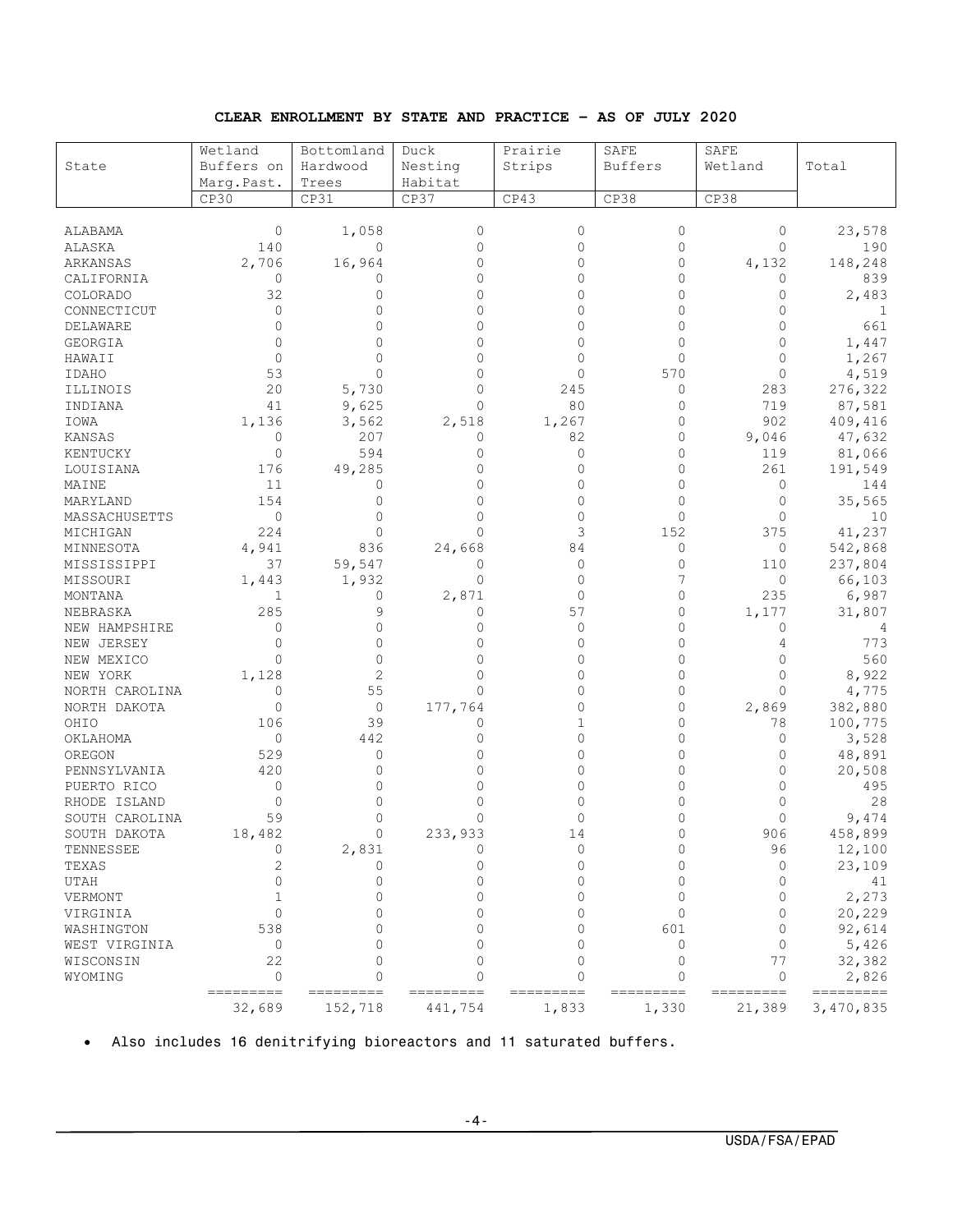**CLEAR ENROLLMENT BY STATE AND PRACTICE – AS OF JULY 2020**

| State | Wetland Buffers on Marg.Past. | Bottomland Hardwood Trees | Duck Nesting Habitat | Prairie Strips | SAFE Buffers | SAFE Wetland | Total |
|---|---|---|---|---|---|---|---|
| | CP30 | CP31 | CP37 | CP43 | CP38 | CP38 | |
| ALABAMA | 0 | 1,058 | 0 | 0 | 0 | 0 | 23,578 |
| ALASKA | 140 | 0 | 0 | 0 | 0 | 0 | 190 |
| ARKANSAS | 2,706 | 16,964 | 0 | 0 | 0 | 4,132 | 148,248 |
| CALIFORNIA | 0 | 0 | 0 | 0 | 0 | 0 | 839 |
| COLORADO | 32 | 0 | 0 | 0 | 0 | 0 | 2,483 |
| CONNECTICUT | 0 | 0 | 0 | 0 | 0 | 0 | 1 |
| DELAWARE | 0 | 0 | 0 | 0 | 0 | 0 | 661 |
| GEORGIA | 0 | 0 | 0 | 0 | 0 | 0 | 1,447 |
| HAWAII | 0 | 0 | 0 | 0 | 0 | 0 | 1,267 |
| IDAHO | 53 | 0 | 0 | 0 | 570 | 0 | 4,519 |
| ILLINOIS | 20 | 5,730 | 0 | 245 | 0 | 283 | 276,322 |
| INDIANA | 41 | 9,625 | 0 | 80 | 0 | 719 | 87,581 |
| IOWA | 1,136 | 3,562 | 2,518 | 1,267 | 0 | 902 | 409,416 |
| KANSAS | 0 | 207 | 0 | 82 | 0 | 9,046 | 47,632 |
| KENTUCKY | 0 | 594 | 0 | 0 | 0 | 119 | 81,066 |
| LOUISIANA | 176 | 49,285 | 0 | 0 | 0 | 261 | 191,549 |
| MAINE | 11 | 0 | 0 | 0 | 0 | 0 | 144 |
| MARYLAND | 154 | 0 | 0 | 0 | 0 | 0 | 35,565 |
| MASSACHUSETTS | 0 | 0 | 0 | 0 | 0 | 0 | 10 |
| MICHIGAN | 224 | 0 | 0 | 3 | 152 | 375 | 41,237 |
| MINNESOTA | 4,941 | 836 | 24,668 | 84 | 0 | 0 | 542,868 |
| MISSISSIPPI | 37 | 59,547 | 0 | 0 | 0 | 110 | 237,804 |
| MISSOURI | 1,443 | 1,932 | 0 | 0 | 7 | 0 | 66,103 |
| MONTANA | 1 | 0 | 2,871 | 0 | 0 | 235 | 6,987 |
| NEBRASKA | 285 | 9 | 0 | 57 | 0 | 1,177 | 31,807 |
| NEW HAMPSHIRE | 0 | 0 | 0 | 0 | 0 | 0 | 4 |
| NEW JERSEY | 0 | 0 | 0 | 0 | 0 | 4 | 773 |
| NEW MEXICO | 0 | 0 | 0 | 0 | 0 | 0 | 560 |
| NEW YORK | 1,128 | 2 | 0 | 0 | 0 | 0 | 8,922 |
| NORTH CAROLINA | 0 | 55 | 0 | 0 | 0 | 0 | 4,775 |
| NORTH DAKOTA | 0 | 0 | 177,764 | 0 | 0 | 2,869 | 382,880 |
| OHIO | 106 | 39 | 0 | 1 | 0 | 78 | 100,775 |
| OKLAHOMA | 0 | 442 | 0 | 0 | 0 | 0 | 3,528 |
| OREGON | 529 | 0 | 0 | 0 | 0 | 0 | 48,891 |
| PENNSYLVANIA | 420 | 0 | 0 | 0 | 0 | 0 | 20,508 |
| PUERTO RICO | 0 | 0 | 0 | 0 | 0 | 0 | 495 |
| RHODE ISLAND | 0 | 0 | 0 | 0 | 0 | 0 | 28 |
| SOUTH CAROLINA | 59 | 0 | 0 | 0 | 0 | 0 | 9,474 |
| SOUTH DAKOTA | 18,482 | 0 | 233,933 | 14 | 0 | 906 | 458,899 |
| TENNESSEE | 0 | 2,831 | 0 | 0 | 0 | 96 | 12,100 |
| TEXAS | 2 | 0 | 0 | 0 | 0 | 0 | 23,109 |
| UTAH | 0 | 0 | 0 | 0 | 0 | 0 | 41 |
| VERMONT | 1 | 0 | 0 | 0 | 0 | 0 | 2,273 |
| VIRGINIA | 0 | 0 | 0 | 0 | 0 | 0 | 20,229 |
| WASHINGTON | 538 | 0 | 0 | 0 | 601 | 0 | 92,614 |
| WEST VIRGINIA | 0 | 0 | 0 | 0 | 0 | 0 | 5,426 |
| WISCONSIN | 22 | 0 | 0 | 0 | 0 | 77 | 32,382 |
| WYOMING | 0 | 0 | 0 | 0 | 0 | 0 | 2,826 |
| | 32,689 | 152,718 | 441,754 | 1,833 | 1,330 | 21,389 | 3,470,835 |

- Also includes 16 denitrifying bioreactors and 11 saturated buffers.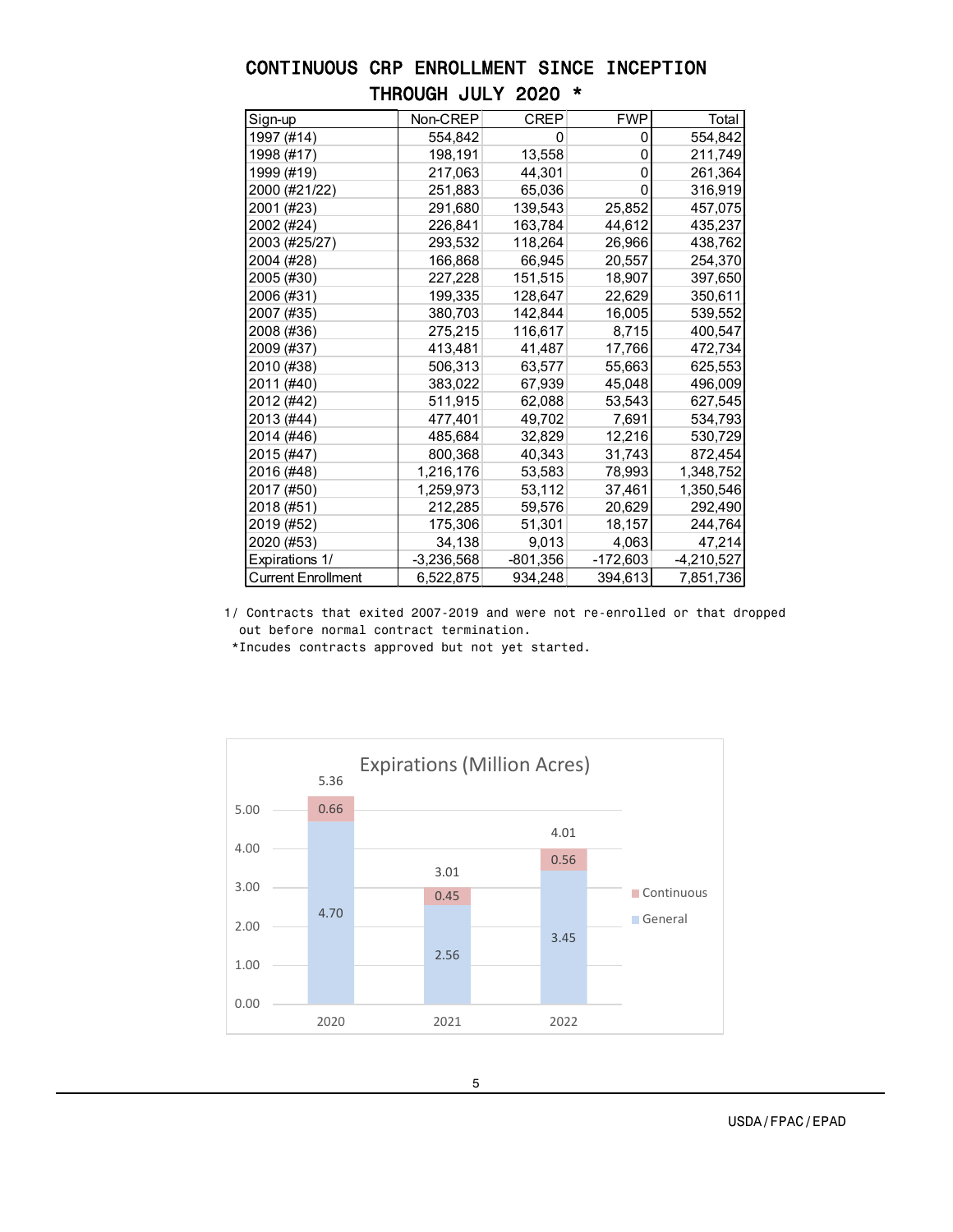# CONTINUOUS CRP ENROLLMENT SINCE INCEPTION THROUGH JULY 2020 *

| Sign-up | Non-CREP | CREP | FWP | Total |
|---|---|---|---|---|
| 1997 (#14) | 554,842 | 0 | 0 | 554,842 |
| 1998 (#17) | 198,191 | 13,558 | 0 | 211,749 |
| 1999 (#19) | 217,063 | 44,301 | 0 | 261,364 |
| 2000 (#21/22) | 251,883 | 65,036 | 0 | 316,919 |
| 2001 (#23) | 291,680 | 139,543 | 25,852 | 457,075 |
| 2002 (#24) | 226,841 | 163,784 | 44,612 | 435,237 |
| 2003 (#25/27) | 293,532 | 118,264 | 26,966 | 438,762 |
| 2004 (#28) | 166,868 | 66,945 | 20,557 | 254,370 |
| 2005 (#30) | 227,228 | 151,515 | 18,907 | 397,650 |
| 2006 (#31) | 199,335 | 128,647 | 22,629 | 350,611 |
| 2007 (#35) | 380,703 | 142,844 | 16,005 | 539,552 |
| 2008 (#36) | 275,215 | 116,617 | 8,715 | 400,547 |
| 2009 (#37) | 413,481 | 41,487 | 17,766 | 472,734 |
| 2010 (#38) | 506,313 | 63,577 | 55,663 | 625,553 |
| 2011 (#40) | 383,022 | 67,939 | 45,048 | 496,009 |
| 2012 (#42) | 511,915 | 62,088 | 53,543 | 627,545 |
| 2013 (#44) | 477,401 | 49,702 | 7,691 | 534,793 |
| 2014 (#46) | 485,684 | 32,829 | 12,216 | 530,729 |
| 2015 (#47) | 800,368 | 40,343 | 31,743 | 872,454 |
| 2016 (#48) | 1,216,176 | 53,583 | 78,993 | 1,348,752 |
| 2017 (#50) | 1,259,973 | 53,112 | 37,461 | 1,350,546 |
| 2018 (#51) | 212,285 | 59,576 | 20,629 | 292,490 |
| 2019 (#52) | 175,306 | 51,301 | 18,157 | 244,764 |
| 2020 (#53) | 34,138 | 9,013 | 4,063 | 47,214 |
| Expirations 1/ | -3,236,568 | -801,356 | -172,603 | -4,210,527 |
| Current Enrollment | 6,522,875 | 934,248 | 394,613 | 7,851,736 |

1/ Contracts that exited 2007-2019 and were not re-enrolled or that dropped out before normal contract termination.

*Incudes contracts approved but not yet started.

## Expirations (Million Acres)

| Year | General | Continuous | Total |
|---|---|---|---|
| 2020 | 4.70 | 0.66 | 5.36 |
| 2021 | 2.56 | 0.45 | 3.01 |
| 2022 | 3.45 | 0.56 | 4.01 |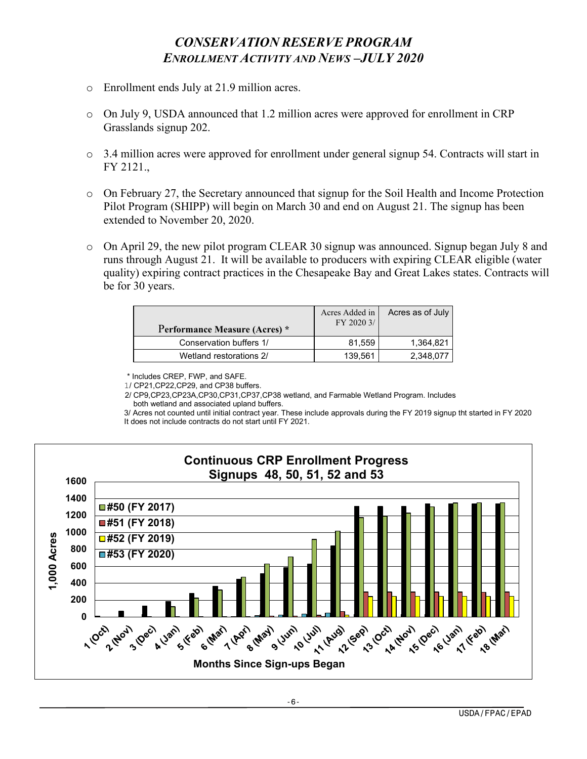# *CONSERVATION RESERVE PROGRAM*
## *ENROLLMENT ACTIVITY AND NEWS –JULY 2020*

- Enrollment ends July at 21.9 million acres.
- On July 9, USDA announced that 1.2 million acres were approved for enrollment in CRP Grasslands signup 202.
- 3.4 million acres were approved for enrollment under general signup 54. Contracts will start in FY 2121.,
- On February 27, the Secretary announced that signup for the Soil Health and Income Protection Pilot Program (SHIPP) will begin on March 30 and end on August 21. The signup has been extended to November 20, 2020.
- On April 29, the new pilot program CLEAR 30 signup was announced. Signup began July 8 and runs through August 21. It will be available to producers with expiring CLEAR eligible (water quality) expiring contract practices in the Chesapeake Bay and Great Lakes states. Contracts will be for 30 years.

| Performance Measure (Acres) * | Acres Added in FY 2020 3/ | Acres as of July |
|---|---|---|
| Conservation buffers 1/ | 81,559 | 1,364,821 |
| Wetland restorations 2/ | 139,561 | 2,348,077 |

\* Includes CREP, FWP, and SAFE.

1/ CP21,CP22,CP29, and CP38 buffers.

2/ CP9,CP23,CP23A,CP30,CP31,CP37,CP38 wetland, and Farmable Wetland Program. Includes both wetland and associated upland buffers.

3/ Acres not counted until initial contract year. These include approvals during the FY 2019 signup tht started in FY 2020 It does not include contracts do not start until FY 2021.

**Continuous CRP Enrollment Progress**
**Signups 48, 50, 51, 52 and 53**

Legend: #50 (FY 2017); #51 (FY 2018); #52 (FY 2019); #53 (FY 2020)

Y-axis: 1,000 Acres (0–1600)

X-axis: Months Since Sign-ups Began — 1 (Oct), 2 (Nov), 3 (Dec), 4 (Jan), 5 (Feb), 6 (Mar), 7 (Apr), 8 (May), 9 (Jun), 10 (Jul), 11 (Aug), 12 (Sep), 13 (Oct), 14 (Nov), 15 (Dec), 16 (Jan), 17 (Feb), 18 (Mar)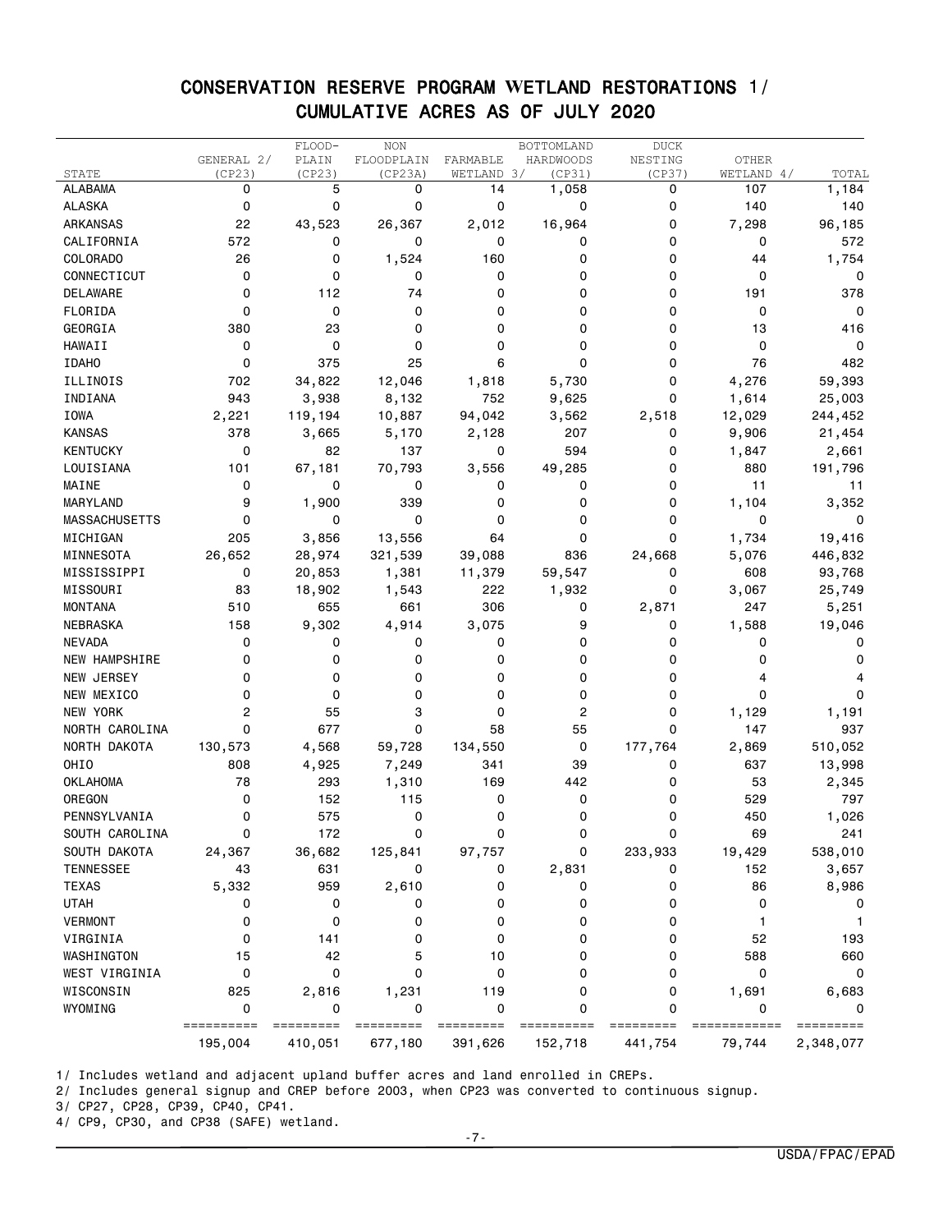# CONSERVATION RESERVE PROGRAM WETLAND RESTORATIONS 1/
## CUMULATIVE ACRES AS OF JULY 2020

| STATE | GENERAL 2/ (CP23) | FLOOD-PLAIN (CP23) | NON FLOODPLAIN (CP23A) | FARMABLE WETLAND 3/ | BOTTOMLAND HARDWOODS (CP31) | DUCK NESTING (CP37) | OTHER WETLAND 4/ | TOTAL |
|---|---|---|---|---|---|---|---|---|
| ALABAMA | 0 | 5 | 0 | 14 | 1,058 | 0 | 107 | 1,184 |
| ALASKA | 0 | 0 | 0 | 0 | 0 | 0 | 140 | 140 |
| ARKANSAS | 22 | 43,523 | 26,367 | 2,012 | 16,964 | 0 | 7,298 | 96,185 |
| CALIFORNIA | 572 | 0 | 0 | 0 | 0 | 0 | 0 | 572 |
| COLORADO | 26 | 0 | 1,524 | 160 | 0 | 0 | 44 | 1,754 |
| CONNECTICUT | 0 | 0 | 0 | 0 | 0 | 0 | 0 | 0 |
| DELAWARE | 0 | 112 | 74 | 0 | 0 | 0 | 191 | 378 |
| FLORIDA | 0 | 0 | 0 | 0 | 0 | 0 | 0 | 0 |
| GEORGIA | 380 | 23 | 0 | 0 | 0 | 0 | 13 | 416 |
| HAWAII | 0 | 0 | 0 | 0 | 0 | 0 | 0 | 0 |
| IDAHO | 0 | 375 | 25 | 6 | 0 | 0 | 76 | 482 |
| ILLINOIS | 702 | 34,822 | 12,046 | 1,818 | 5,730 | 0 | 4,276 | 59,393 |
| INDIANA | 943 | 3,938 | 8,132 | 752 | 9,625 | 0 | 1,614 | 25,003 |
| IOWA | 2,221 | 119,194 | 10,887 | 94,042 | 3,562 | 2,518 | 12,029 | 244,452 |
| KANSAS | 378 | 3,665 | 5,170 | 2,128 | 207 | 0 | 9,906 | 21,454 |
| KENTUCKY | 0 | 82 | 137 | 0 | 594 | 0 | 1,847 | 2,661 |
| LOUISIANA | 101 | 67,181 | 70,793 | 3,556 | 49,285 | 0 | 880 | 191,796 |
| MAINE | 0 | 0 | 0 | 0 | 0 | 0 | 11 | 11 |
| MARYLAND | 9 | 1,900 | 339 | 0 | 0 | 0 | 1,104 | 3,352 |
| MASSACHUSETTS | 0 | 0 | 0 | 0 | 0 | 0 | 0 | 0 |
| MICHIGAN | 205 | 3,856 | 13,556 | 64 | 0 | 0 | 1,734 | 19,416 |
| MINNESOTA | 26,652 | 28,974 | 321,539 | 39,088 | 836 | 24,668 | 5,076 | 446,832 |
| MISSISSIPPI | 0 | 20,853 | 1,381 | 11,379 | 59,547 | 0 | 608 | 93,768 |
| MISSOURI | 83 | 18,902 | 1,543 | 222 | 1,932 | 0 | 3,067 | 25,749 |
| MONTANA | 510 | 655 | 661 | 306 | 0 | 2,871 | 247 | 5,251 |
| NEBRASKA | 158 | 9,302 | 4,914 | 3,075 | 9 | 0 | 1,588 | 19,046 |
| NEVADA | 0 | 0 | 0 | 0 | 0 | 0 | 0 | 0 |
| NEW HAMPSHIRE | 0 | 0 | 0 | 0 | 0 | 0 | 0 | 0 |
| NEW JERSEY | 0 | 0 | 0 | 0 | 0 | 0 | 4 | 4 |
| NEW MEXICO | 0 | 0 | 0 | 0 | 0 | 0 | 0 | 0 |
| NEW YORK | 2 | 55 | 3 | 0 | 2 | 0 | 1,129 | 1,191 |
| NORTH CAROLINA | 0 | 677 | 0 | 58 | 55 | 0 | 147 | 937 |
| NORTH DAKOTA | 130,573 | 4,568 | 59,728 | 134,550 | 0 | 177,764 | 2,869 | 510,052 |
| OHIO | 808 | 4,925 | 7,249 | 341 | 39 | 0 | 637 | 13,998 |
| OKLAHOMA | 78 | 293 | 1,310 | 169 | 442 | 0 | 53 | 2,345 |
| OREGON | 0 | 152 | 115 | 0 | 0 | 0 | 529 | 797 |
| PENNSYLVANIA | 0 | 575 | 0 | 0 | 0 | 0 | 450 | 1,026 |
| SOUTH CAROLINA | 0 | 172 | 0 | 0 | 0 | 0 | 69 | 241 |
| SOUTH DAKOTA | 24,367 | 36,682 | 125,841 | 97,757 | 0 | 233,933 | 19,429 | 538,010 |
| TENNESSEE | 43 | 631 | 0 | 0 | 2,831 | 0 | 152 | 3,657 |
| TEXAS | 5,332 | 959 | 2,610 | 0 | 0 | 0 | 86 | 8,986 |
| UTAH | 0 | 0 | 0 | 0 | 0 | 0 | 0 | 0 |
| VERMONT | 0 | 0 | 0 | 0 | 0 | 0 | 1 | 1 |
| VIRGINIA | 0 | 141 | 0 | 0 | 0 | 0 | 52 | 193 |
| WASHINGTON | 15 | 42 | 5 | 10 | 0 | 0 | 588 | 660 |
| WEST VIRGINIA | 0 | 0 | 0 | 0 | 0 | 0 | 0 | 0 |
| WISCONSIN | 825 | 2,816 | 1,231 | 119 | 0 | 0 | 1,691 | 6,683 |
| WYOMING | 0 | 0 | 0 | 0 | 0 | 0 | 0 | 0 |
| | 195,004 | 410,051 | 677,180 | 391,626 | 152,718 | 441,754 | 79,744 | 2,348,077 |

1/ Includes wetland and adjacent upland buffer acres and land enrolled in CREPs.
2/ Includes general signup and CREP before 2003, when CP23 was converted to continuous signup.
3/ CP27, CP28, CP39, CP40, CP41.
4/ CP9, CP30, and CP38 (SAFE) wetland.

USDA/FPAC/EPAD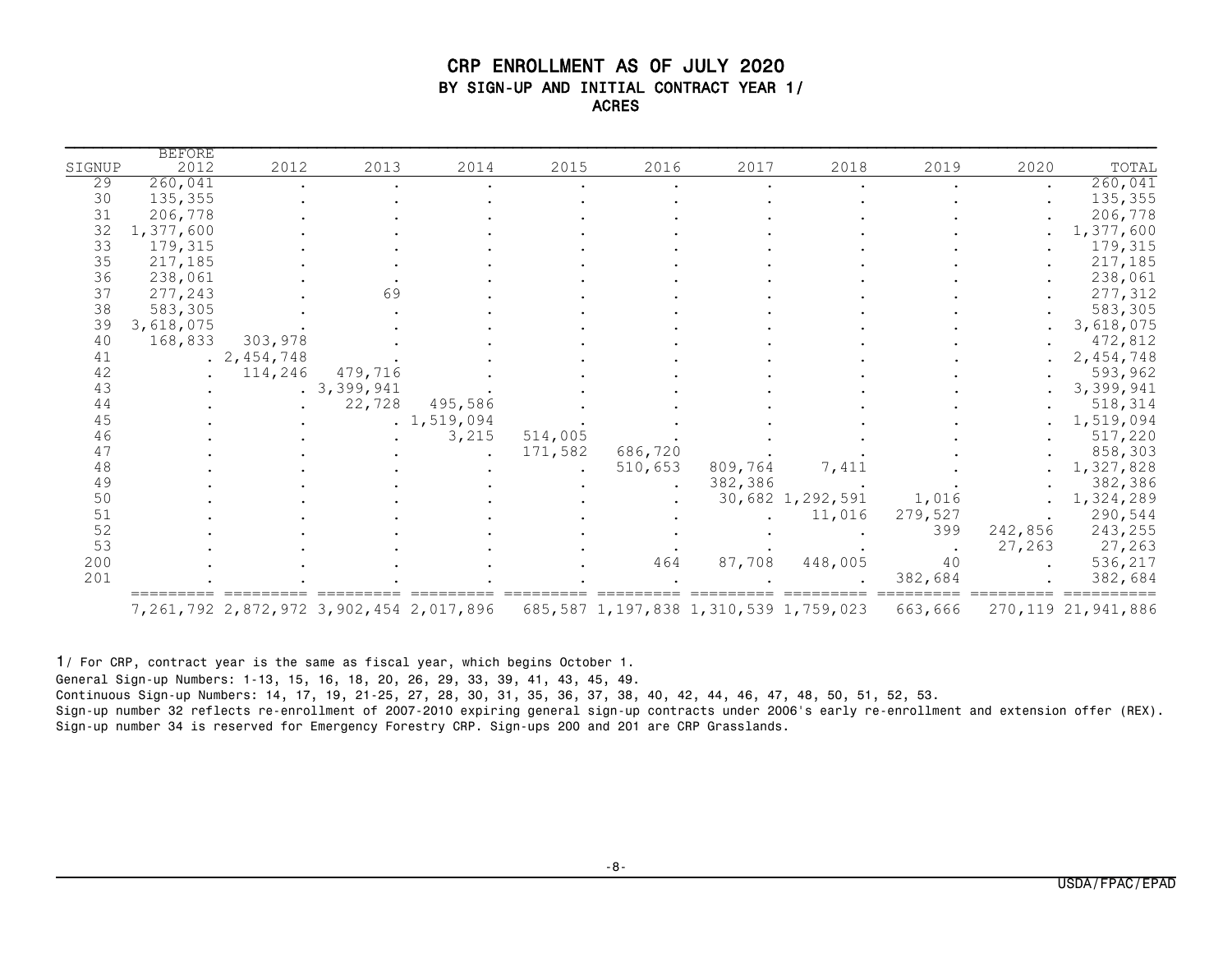# CRP ENROLLMENT AS OF JULY 2020

## BY SIGN-UP AND INITIAL CONTRACT YEAR 1/

### ACRES

| SIGNUP | BEFORE 2012 | 2012 | 2013 | 2014 | 2015 | 2016 | 2017 | 2018 | 2019 | 2020 | TOTAL |
|---|---|---|---|---|---|---|---|---|---|---|---|
| 29 | 260,041 | . | . | . | . | . | . | . | . | . | 260,041 |
| 30 | 135,355 | . | . | . | . | . | . | . | . | . | 135,355 |
| 31 | 206,778 | . | . | . | . | . | . | . | . | . | 206,778 |
| 32 | 1,377,600 | . | . | . | . | . | . | . | . | . | 1,377,600 |
| 33 | 179,315 | . | . | . | . | . | . | . | . | . | 179,315 |
| 35 | 217,185 | . | . | . | . | . | . | . | . | . | 217,185 |
| 36 | 238,061 | . | . | . | . | . | . | . | . | . | 238,061 |
| 37 | 277,243 | . | 69 | . | . | . | . | . | . | . | 277,312 |
| 38 | 583,305 | . | . | . | . | . | . | . | . | . | 583,305 |
| 39 | 3,618,075 | . | . | . | . | . | . | . | . | . | 3,618,075 |
| 40 | 168,833 | 303,978 | . | . | . | . | . | . | . | . | 472,812 |
| 41 | . | 2,454,748 | . | . | . | . | . | . | . | . | 2,454,748 |
| 42 | . | 114,246 | 479,716 | . | . | . | . | . | . | . | 593,962 |
| 43 | . | . | 3,399,941 | . | . | . | . | . | . | . | 3,399,941 |
| 44 | . | . | 22,728 | 495,586 | . | . | . | . | . | . | 518,314 |
| 45 | . | . | . | 1,519,094 | . | . | . | . | . | . | 1,519,094 |
| 46 | . | . | . | 3,215 | 514,005 | . | . | . | . | . | 517,220 |
| 47 | . | . | . | . | 171,582 | 686,720 | . | . | . | . | 858,303 |
| 48 | . | . | . | . | . | 510,653 | 809,764 | 7,411 | . | . | 1,327,828 |
| 49 | . | . | . | . | . | . | 382,386 | . | . | . | 382,386 |
| 50 | . | . | . | . | . | . | 30,682 | 1,292,591 | 1,016 | . | 1,324,289 |
| 51 | . | . | . | . | . | . | . | 11,016 | 279,527 | . | 290,544 |
| 52 | . | . | . | . | . | . | . | . | 399 | 242,856 | 243,255 |
| 53 | . | . | . | . | . | . | . | . | . | 27,263 | 27,263 |
| 200 | . | . | . | . | . | 464 | 87,708 | 448,005 | 40 | . | 536,217 |
| 201 | . | . | . | . | . | . | . | . | 382,684 | . | 382,684 |
| | 7,261,792 | 2,872,972 | 3,902,454 | 2,017,896 | 685,587 | 1,197,838 | 1,310,539 | 1,759,023 | 663,666 | 270,119 | 21,941,886 |

1/ For CRP, contract year is the same as fiscal year, which begins October 1.

General Sign-up Numbers: 1-13, 15, 16, 18, 20, 26, 29, 33, 39, 41, 43, 45, 49.

Continuous Sign-up Numbers: 14, 17, 19, 21-25, 27, 28, 30, 31, 35, 36, 37, 38, 40, 42, 44, 46, 47, 48, 50, 51, 52, 53.

Sign-up number 32 reflects re-enrollment of 2007-2010 expiring general sign-up contracts under 2006's early re-enrollment and extension offer (REX).

Sign-up number 34 is reserved for Emergency Forestry CRP. Sign-ups 200 and 201 are CRP Grasslands.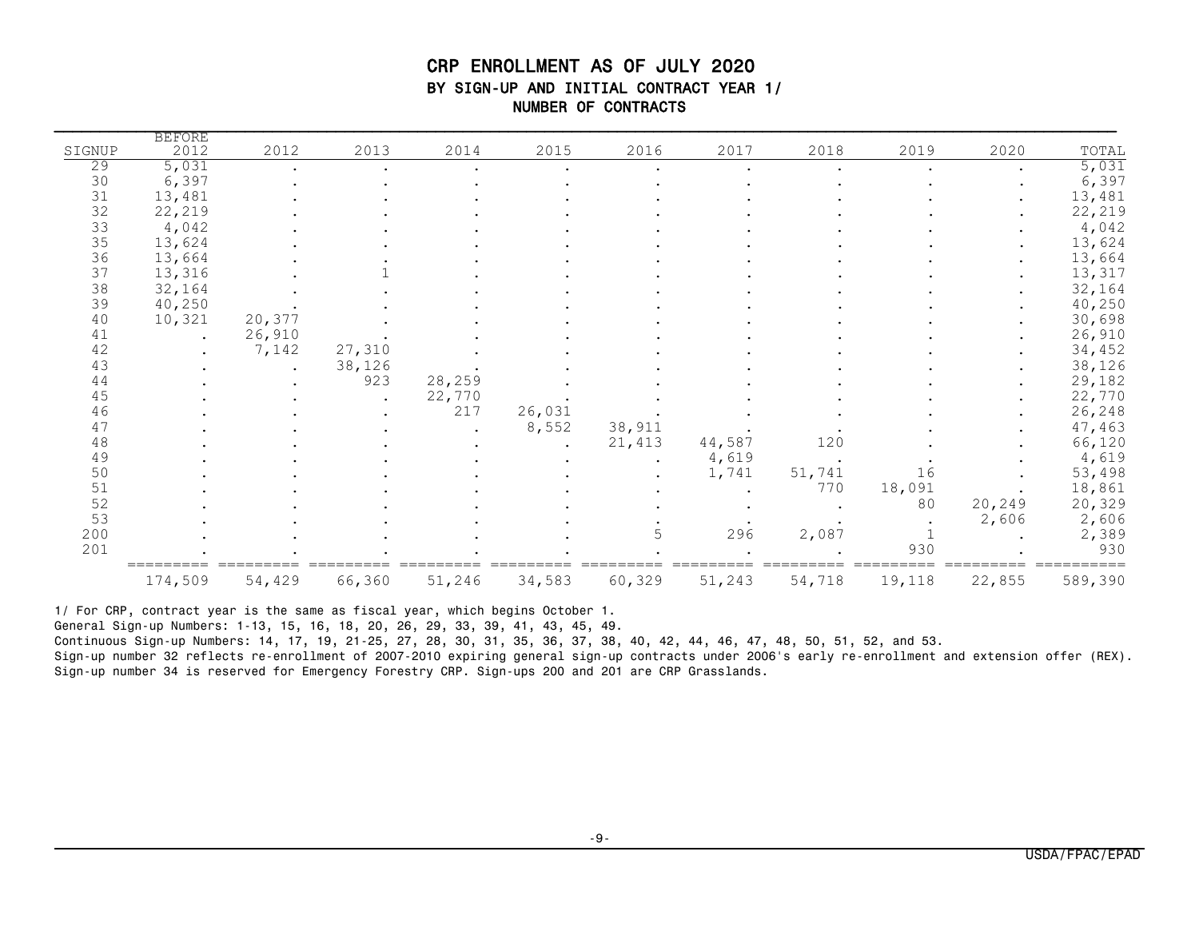# CRP ENROLLMENT AS OF JULY 2020

## BY SIGN-UP AND INITIAL CONTRACT YEAR 1/

### NUMBER OF CONTRACTS

| SIGNUP | BEFORE 2012 | 2012 | 2013 | 2014 | 2015 | 2016 | 2017 | 2018 | 2019 | 2020 | TOTAL |
|---|---|---|---|---|---|---|---|---|---|---|---|
| 29 | 5,031 | . | . | . | . | . | . | . | . | . | 5,031 |
| 30 | 6,397 | . | . | . | . | . | . | . | . | . | 6,397 |
| 31 | 13,481 | . | . | . | . | . | . | . | . | . | 13,481 |
| 32 | 22,219 | . | . | . | . | . | . | . | . | . | 22,219 |
| 33 | 4,042 | . | . | . | . | . | . | . | . | . | 4,042 |
| 35 | 13,624 | . | . | . | . | . | . | . | . | . | 13,624 |
| 36 | 13,664 | . | . | . | . | . | . | . | . | . | 13,664 |
| 37 | 13,316 | . | 1 | . | . | . | . | . | . | . | 13,317 |
| 38 | 32,164 | . | . | . | . | . | . | . | . | . | 32,164 |
| 39 | 40,250 | . | . | . | . | . | . | . | . | . | 40,250 |
| 40 | 10,321 | 20,377 | . | . | . | . | . | . | . | . | 30,698 |
| 41 | . | 26,910 | . | . | . | . | . | . | . | . | 26,910 |
| 42 | . | 7,142 | 27,310 | . | . | . | . | . | . | . | 34,452 |
| 43 | . | . | 38,126 | . | . | . | . | . | . | . | 38,126 |
| 44 | . | . | 923 | 28,259 | . | . | . | . | . | . | 29,182 |
| 45 | . | . | . | 22,770 | . | . | . | . | . | . | 22,770 |
| 46 | . | . | . | 217 | 26,031 | . | . | . | . | . | 26,248 |
| 47 | . | . | . | . | 8,552 | 38,911 | . | . | . | . | 47,463 |
| 48 | . | . | . | . | . | 21,413 | 44,587 | 120 | . | . | 66,120 |
| 49 | . | . | . | . | . | . | 4,619 | . | . | . | 4,619 |
| 50 | . | . | . | . | . | . | 1,741 | 51,741 | 16 | . | 53,498 |
| 51 | . | . | . | . | . | . | . | 770 | 18,091 | . | 18,861 |
| 52 | . | . | . | . | . | . | . | . | 80 | 20,249 | 20,329 |
| 53 | . | . | . | . | . | . | . | . | . | 2,606 | 2,606 |
| 200 | . | . | . | . | . | 5 | 296 | 2,087 | 1 | . | 2,389 |
| 201 | . | . | . | . | . | . | . | . | 930 | . | 930 |
| | 174,509 | 54,429 | 66,360 | 51,246 | 34,583 | 60,329 | 51,243 | 54,718 | 19,118 | 22,855 | 589,390 |

1/ For CRP, contract year is the same as fiscal year, which begins October 1.
General Sign-up Numbers: 1-13, 15, 16, 18, 20, 26, 29, 33, 39, 41, 43, 45, 49.
Continuous Sign-up Numbers: 14, 17, 19, 21-25, 27, 28, 30, 31, 35, 36, 37, 38, 40, 42, 44, 46, 47, 48, 50, 51, 52, and 53.
Sign-up number 32 reflects re-enrollment of 2007-2010 expiring general sign-up contracts under 2006's early re-enrollment and extension offer (REX).
Sign-up number 34 is reserved for Emergency Forestry CRP. Sign-ups 200 and 201 are CRP Grasslands.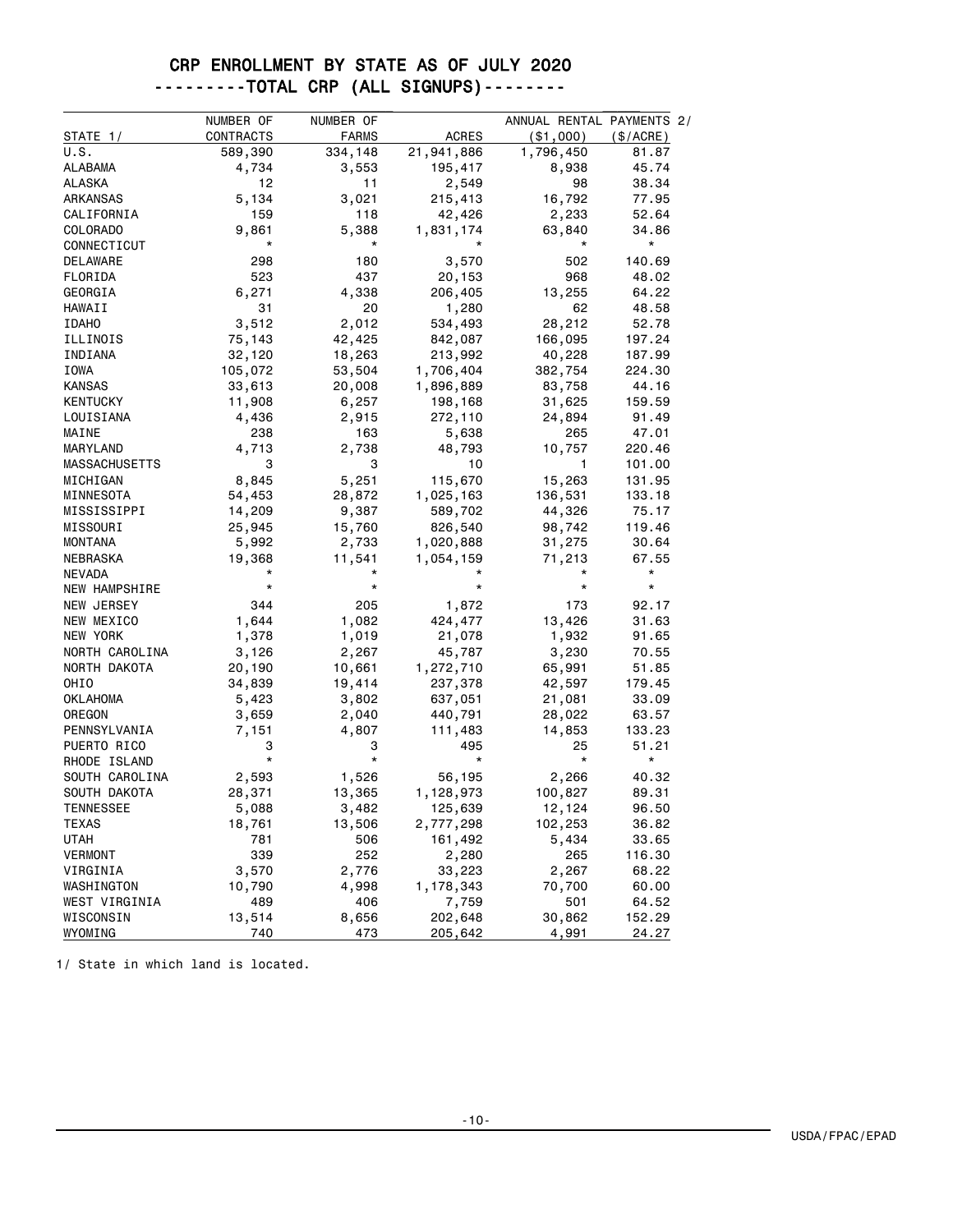# CRP ENROLLMENT BY STATE AS OF JULY 2020

## ---------TOTAL CRP (ALL SIGNUPS)--------

| STATE 1/ | NUMBER OF CONTRACTS | NUMBER OF FARMS | ACRES | ANNUAL RENTAL PAYMENTS 2/ ($1,000) | ($/ACRE) |
|---|---|---|---|---|---|
| U.S. | 589,390 | 334,148 | 21,941,886 | 1,796,450 | 81.87 |
| ALABAMA | 4,734 | 3,553 | 195,417 | 8,938 | 45.74 |
| ALASKA | 12 | 11 | 2,549 | 98 | 38.34 |
| ARKANSAS | 5,134 | 3,021 | 215,413 | 16,792 | 77.95 |
| CALIFORNIA | 159 | 118 | 42,426 | 2,233 | 52.64 |
| COLORADO | 9,861 | 5,388 | 1,831,174 | 63,840 | 34.86 |
| CONNECTICUT | * | * | * | * | * |
| DELAWARE | 298 | 180 | 3,570 | 502 | 140.69 |
| FLORIDA | 523 | 437 | 20,153 | 968 | 48.02 |
| GEORGIA | 6,271 | 4,338 | 206,405 | 13,255 | 64.22 |
| HAWAII | 31 | 20 | 1,280 | 62 | 48.58 |
| IDAHO | 3,512 | 2,012 | 534,493 | 28,212 | 52.78 |
| ILLINOIS | 75,143 | 42,425 | 842,087 | 166,095 | 197.24 |
| INDIANA | 32,120 | 18,263 | 213,992 | 40,228 | 187.99 |
| IOWA | 105,072 | 53,504 | 1,706,404 | 382,754 | 224.30 |
| KANSAS | 33,613 | 20,008 | 1,896,889 | 83,758 | 44.16 |
| KENTUCKY | 11,908 | 6,257 | 198,168 | 31,625 | 159.59 |
| LOUISIANA | 4,436 | 2,915 | 272,110 | 24,894 | 91.49 |
| MAINE | 238 | 163 | 5,638 | 265 | 47.01 |
| MARYLAND | 4,713 | 2,738 | 48,793 | 10,757 | 220.46 |
| MASSACHUSETTS | 3 | 3 | 10 | 1 | 101.00 |
| MICHIGAN | 8,845 | 5,251 | 115,670 | 15,263 | 131.95 |
| MINNESOTA | 54,453 | 28,872 | 1,025,163 | 136,531 | 133.18 |
| MISSISSIPPI | 14,209 | 9,387 | 589,702 | 44,326 | 75.17 |
| MISSOURI | 25,945 | 15,760 | 826,540 | 98,742 | 119.46 |
| MONTANA | 5,992 | 2,733 | 1,020,888 | 31,275 | 30.64 |
| NEBRASKA | 19,368 | 11,541 | 1,054,159 | 71,213 | 67.55 |
| NEVADA | * | * | * | * | * |
| NEW HAMPSHIRE | * | * | * | * | * |
| NEW JERSEY | 344 | 205 | 1,872 | 173 | 92.17 |
| NEW MEXICO | 1,644 | 1,082 | 424,477 | 13,426 | 31.63 |
| NEW YORK | 1,378 | 1,019 | 21,078 | 1,932 | 91.65 |
| NORTH CAROLINA | 3,126 | 2,267 | 45,787 | 3,230 | 70.55 |
| NORTH DAKOTA | 20,190 | 10,661 | 1,272,710 | 65,991 | 51.85 |
| OHIO | 34,839 | 19,414 | 237,378 | 42,597 | 179.45 |
| OKLAHOMA | 5,423 | 3,802 | 637,051 | 21,081 | 33.09 |
| OREGON | 3,659 | 2,040 | 440,791 | 28,022 | 63.57 |
| PENNSYLVANIA | 7,151 | 4,807 | 111,483 | 14,853 | 133.23 |
| PUERTO RICO | 3 | 3 | 495 | 25 | 51.21 |
| RHODE ISLAND | * | * | * | * | * |
| SOUTH CAROLINA | 2,593 | 1,526 | 56,195 | 2,266 | 40.32 |
| SOUTH DAKOTA | 28,371 | 13,365 | 1,128,973 | 100,827 | 89.31 |
| TENNESSEE | 5,088 | 3,482 | 125,639 | 12,124 | 96.50 |
| TEXAS | 18,761 | 13,506 | 2,777,298 | 102,253 | 36.82 |
| UTAH | 781 | 506 | 161,492 | 5,434 | 33.65 |
| VERMONT | 339 | 252 | 2,280 | 265 | 116.30 |
| VIRGINIA | 3,570 | 2,776 | 33,223 | 2,267 | 68.22 |
| WASHINGTON | 10,790 | 4,998 | 1,178,343 | 70,700 | 60.00 |
| WEST VIRGINIA | 489 | 406 | 7,759 | 501 | 64.52 |
| WISCONSIN | 13,514 | 8,656 | 202,648 | 30,862 | 152.29 |
| WYOMING | 740 | 473 | 205,642 | 4,991 | 24.27 |

1/ State in which land is located.

USDA/FPAC/EPAD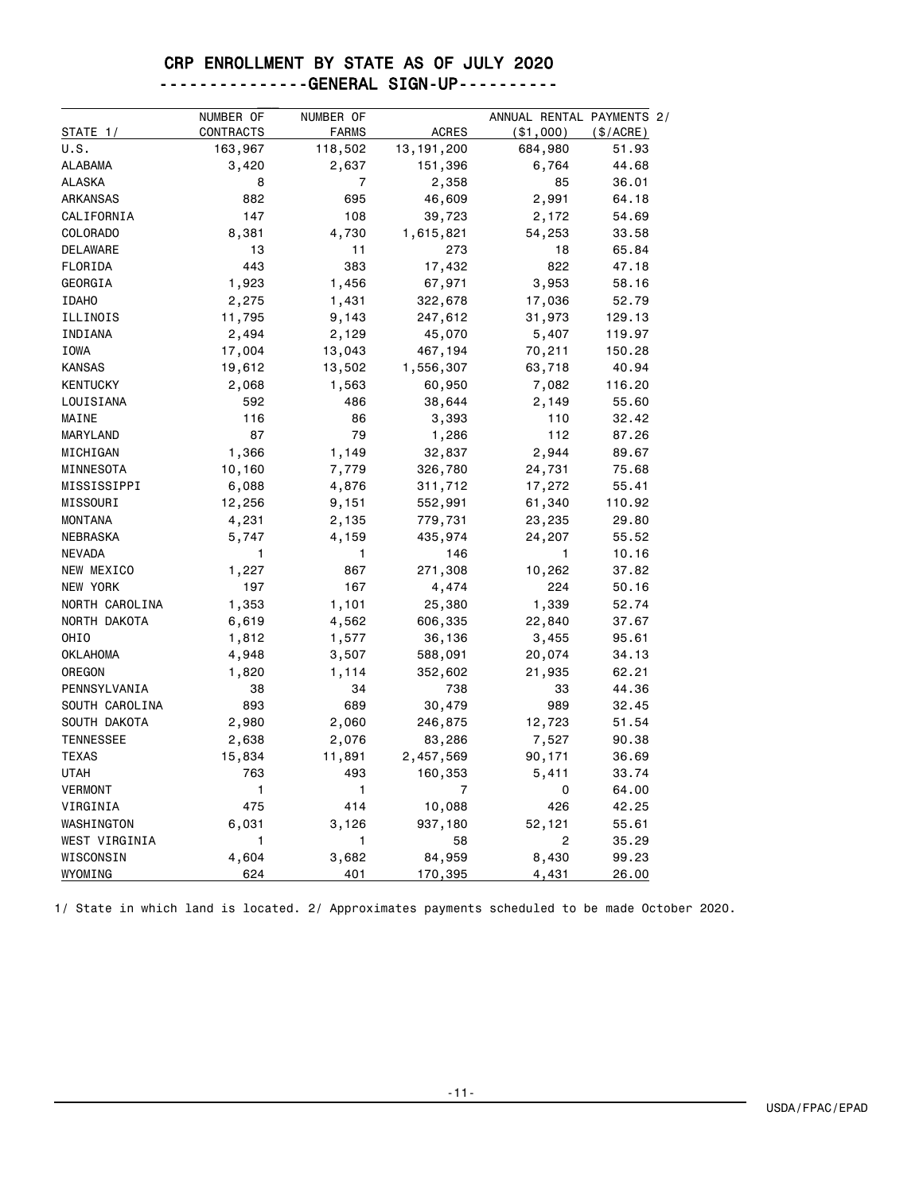# CRP ENROLLMENT BY STATE AS OF JULY 2020

## --------------GENERAL SIGN-UP----------

| STATE 1/ | NUMBER OF CONTRACTS | NUMBER OF FARMS | ACRES | ANNUAL RENTAL PAYMENTS 2/ ($1,000) | ($/ACRE) |
|---|---|---|---|---|---|
| U.S. | 163,967 | 118,502 | 13,191,200 | 684,980 | 51.93 |
| ALABAMA | 3,420 | 2,637 | 151,396 | 6,764 | 44.68 |
| ALASKA | 8 | 7 | 2,358 | 85 | 36.01 |
| ARKANSAS | 882 | 695 | 46,609 | 2,991 | 64.18 |
| CALIFORNIA | 147 | 108 | 39,723 | 2,172 | 54.69 |
| COLORADO | 8,381 | 4,730 | 1,615,821 | 54,253 | 33.58 |
| DELAWARE | 13 | 11 | 273 | 18 | 65.84 |
| FLORIDA | 443 | 383 | 17,432 | 822 | 47.18 |
| GEORGIA | 1,923 | 1,456 | 67,971 | 3,953 | 58.16 |
| IDAHO | 2,275 | 1,431 | 322,678 | 17,036 | 52.79 |
| ILLINOIS | 11,795 | 9,143 | 247,612 | 31,973 | 129.13 |
| INDIANA | 2,494 | 2,129 | 45,070 | 5,407 | 119.97 |
| IOWA | 17,004 | 13,043 | 467,194 | 70,211 | 150.28 |
| KANSAS | 19,612 | 13,502 | 1,556,307 | 63,718 | 40.94 |
| KENTUCKY | 2,068 | 1,563 | 60,950 | 7,082 | 116.20 |
| LOUISIANA | 592 | 486 | 38,644 | 2,149 | 55.60 |
| MAINE | 116 | 86 | 3,393 | 110 | 32.42 |
| MARYLAND | 87 | 79 | 1,286 | 112 | 87.26 |
| MICHIGAN | 1,366 | 1,149 | 32,837 | 2,944 | 89.67 |
| MINNESOTA | 10,160 | 7,779 | 326,780 | 24,731 | 75.68 |
| MISSISSIPPI | 6,088 | 4,876 | 311,712 | 17,272 | 55.41 |
| MISSOURI | 12,256 | 9,151 | 552,991 | 61,340 | 110.92 |
| MONTANA | 4,231 | 2,135 | 779,731 | 23,235 | 29.80 |
| NEBRASKA | 5,747 | 4,159 | 435,974 | 24,207 | 55.52 |
| NEVADA | 1 | 1 | 146 | 1 | 10.16 |
| NEW MEXICO | 1,227 | 867 | 271,308 | 10,262 | 37.82 |
| NEW YORK | 197 | 167 | 4,474 | 224 | 50.16 |
| NORTH CAROLINA | 1,353 | 1,101 | 25,380 | 1,339 | 52.74 |
| NORTH DAKOTA | 6,619 | 4,562 | 606,335 | 22,840 | 37.67 |
| OHIO | 1,812 | 1,577 | 36,136 | 3,455 | 95.61 |
| OKLAHOMA | 4,948 | 3,507 | 588,091 | 20,074 | 34.13 |
| OREGON | 1,820 | 1,114 | 352,602 | 21,935 | 62.21 |
| PENNSYLVANIA | 38 | 34 | 738 | 33 | 44.36 |
| SOUTH CAROLINA | 893 | 689 | 30,479 | 989 | 32.45 |
| SOUTH DAKOTA | 2,980 | 2,060 | 246,875 | 12,723 | 51.54 |
| TENNESSEE | 2,638 | 2,076 | 83,286 | 7,527 | 90.38 |
| TEXAS | 15,834 | 11,891 | 2,457,569 | 90,171 | 36.69 |
| UTAH | 763 | 493 | 160,353 | 5,411 | 33.74 |
| VERMONT | 1 | 1 | 7 | 0 | 64.00 |
| VIRGINIA | 475 | 414 | 10,088 | 426 | 42.25 |
| WASHINGTON | 6,031 | 3,126 | 937,180 | 52,121 | 55.61 |
| WEST VIRGINIA | 1 | 1 | 58 | 2 | 35.29 |
| WISCONSIN | 4,604 | 3,682 | 84,959 | 8,430 | 99.23 |
| WYOMING | 624 | 401 | 170,395 | 4,431 | 26.00 |

1/ State in which land is located. 2/ Approximates payments scheduled to be made October 2020.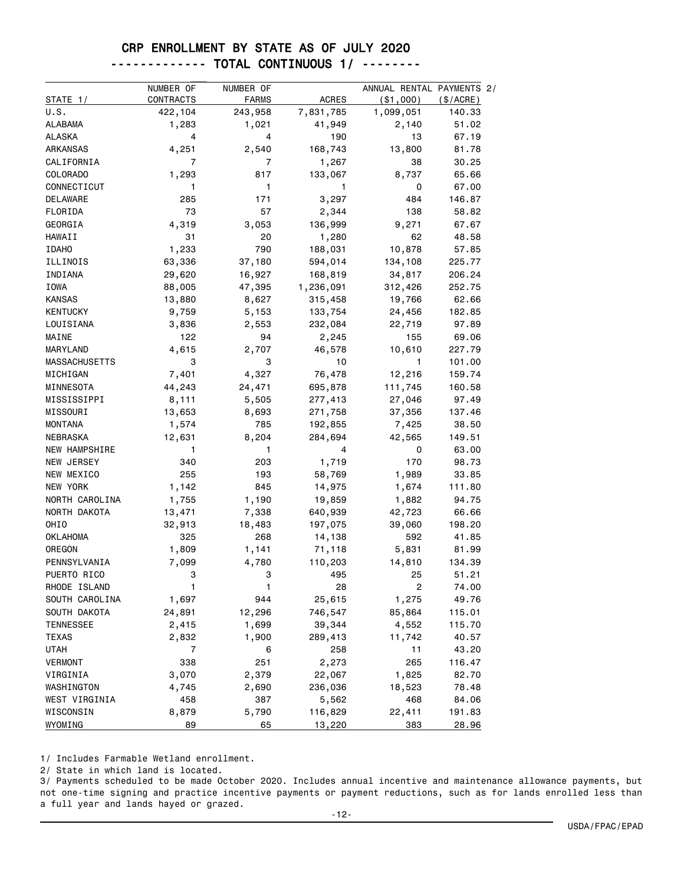# CRP ENROLLMENT BY STATE AS OF JULY 2020

## ------------- TOTAL CONTINUOUS 1/ --------

| STATE 1/ | NUMBER OF CONTRACTS | NUMBER OF FARMS | ACRES | ANNUAL RENTAL PAYMENTS 2/ ($1,000) | ($/ACRE) |
|---|---|---|---|---|---|
| U.S. | 422,104 | 243,958 | 7,831,785 | 1,099,051 | 140.33 |
| ALABAMA | 1,283 | 1,021 | 41,949 | 2,140 | 51.02 |
| ALASKA | 4 | 4 | 190 | 13 | 67.19 |
| ARKANSAS | 4,251 | 2,540 | 168,743 | 13,800 | 81.78 |
| CALIFORNIA | 7 | 7 | 1,267 | 38 | 30.25 |
| COLORADO | 1,293 | 817 | 133,067 | 8,737 | 65.66 |
| CONNECTICUT | 1 | 1 | 1 | 0 | 67.00 |
| DELAWARE | 285 | 171 | 3,297 | 484 | 146.87 |
| FLORIDA | 73 | 57 | 2,344 | 138 | 58.82 |
| GEORGIA | 4,319 | 3,053 | 136,999 | 9,271 | 67.67 |
| HAWAII | 31 | 20 | 1,280 | 62 | 48.58 |
| IDAHO | 1,233 | 790 | 188,031 | 10,878 | 57.85 |
| ILLINOIS | 63,336 | 37,180 | 594,014 | 134,108 | 225.77 |
| INDIANA | 29,620 | 16,927 | 168,819 | 34,817 | 206.24 |
| IOWA | 88,005 | 47,395 | 1,236,091 | 312,426 | 252.75 |
| KANSAS | 13,880 | 8,627 | 315,458 | 19,766 | 62.66 |
| KENTUCKY | 9,759 | 5,153 | 133,754 | 24,456 | 182.85 |
| LOUISIANA | 3,836 | 2,553 | 232,084 | 22,719 | 97.89 |
| MAINE | 122 | 94 | 2,245 | 155 | 69.06 |
| MARYLAND | 4,615 | 2,707 | 46,578 | 10,610 | 227.79 |
| MASSACHUSETTS | 3 | 3 | 10 | 1 | 101.00 |
| MICHIGAN | 7,401 | 4,327 | 76,478 | 12,216 | 159.74 |
| MINNESOTA | 44,243 | 24,471 | 695,878 | 111,745 | 160.58 |
| MISSISSIPPI | 8,111 | 5,505 | 277,413 | 27,046 | 97.49 |
| MISSOURI | 13,653 | 8,693 | 271,758 | 37,356 | 137.46 |
| MONTANA | 1,574 | 785 | 192,855 | 7,425 | 38.50 |
| NEBRASKA | 12,631 | 8,204 | 284,694 | 42,565 | 149.51 |
| NEW HAMPSHIRE | 1 | 1 | 4 | 0 | 63.00 |
| NEW JERSEY | 340 | 203 | 1,719 | 170 | 98.73 |
| NEW MEXICO | 255 | 193 | 58,769 | 1,989 | 33.85 |
| NEW YORK | 1,142 | 845 | 14,975 | 1,674 | 111.80 |
| NORTH CAROLINA | 1,755 | 1,190 | 19,859 | 1,882 | 94.75 |
| NORTH DAKOTA | 13,471 | 7,338 | 640,939 | 42,723 | 66.66 |
| OHIO | 32,913 | 18,483 | 197,075 | 39,060 | 198.20 |
| OKLAHOMA | 325 | 268 | 14,138 | 592 | 41.85 |
| OREGON | 1,809 | 1,141 | 71,118 | 5,831 | 81.99 |
| PENNSYLVANIA | 7,099 | 4,780 | 110,203 | 14,810 | 134.39 |
| PUERTO RICO | 3 | 3 | 495 | 25 | 51.21 |
| RHODE ISLAND | 1 | 1 | 28 | 2 | 74.00 |
| SOUTH CAROLINA | 1,697 | 944 | 25,615 | 1,275 | 49.76 |
| SOUTH DAKOTA | 24,891 | 12,296 | 746,547 | 85,864 | 115.01 |
| TENNESSEE | 2,415 | 1,699 | 39,344 | 4,552 | 115.70 |
| TEXAS | 2,832 | 1,900 | 289,413 | 11,742 | 40.57 |
| UTAH | 7 | 6 | 258 | 11 | 43.20 |
| VERMONT | 338 | 251 | 2,273 | 265 | 116.47 |
| VIRGINIA | 3,070 | 2,379 | 22,067 | 1,825 | 82.70 |
| WASHINGTON | 4,745 | 2,690 | 236,036 | 18,523 | 78.48 |
| WEST VIRGINIA | 458 | 387 | 5,562 | 468 | 84.06 |
| WISCONSIN | 8,879 | 5,790 | 116,829 | 22,411 | 191.83 |
| WYOMING | 89 | 65 | 13,220 | 383 | 28.96 |

1/ Includes Farmable Wetland enrollment.

2/ State in which land is located.

3/ Payments scheduled to be made October 2020. Includes annual incentive and maintenance allowance payments, but not one-time signing and practice incentive payments or payment reductions, such as for lands enrolled less than a full year and lands hayed or grazed.

USDA/FPAC/EPAD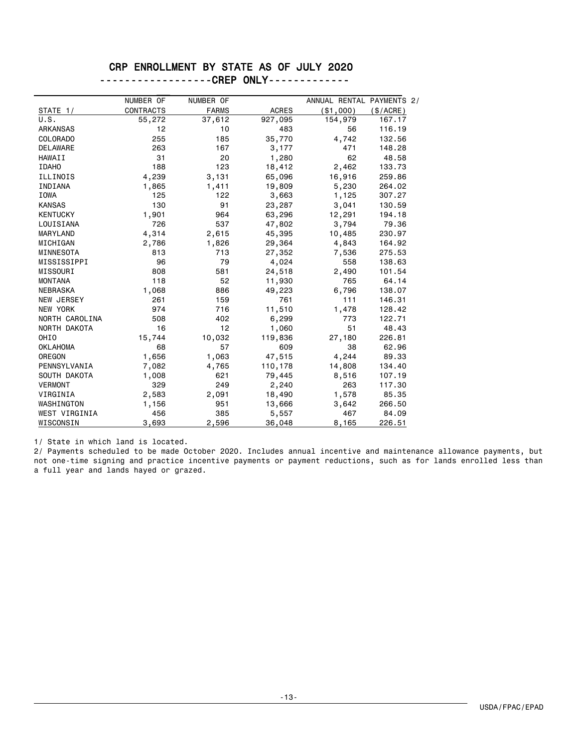# CRP ENROLLMENT BY STATE AS OF JULY 2020

## ------------------CREP ONLY-------------

| STATE 1/ | NUMBER OF CONTRACTS | NUMBER OF FARMS | ACRES | ANNUAL RENTAL PAYMENTS 2/ ($1,000) | ($/ACRE) |
|---|---|---|---|---|---|
| U.S. | 55,272 | 37,612 | 927,095 | 154,979 | 167.17 |
| ARKANSAS | 12 | 10 | 483 | 56 | 116.19 |
| COLORADO | 255 | 185 | 35,770 | 4,742 | 132.56 |
| DELAWARE | 263 | 167 | 3,177 | 471 | 148.28 |
| HAWAII | 31 | 20 | 1,280 | 62 | 48.58 |
| IDAHO | 188 | 123 | 18,412 | 2,462 | 133.73 |
| ILLINOIS | 4,239 | 3,131 | 65,096 | 16,916 | 259.86 |
| INDIANA | 1,865 | 1,411 | 19,809 | 5,230 | 264.02 |
| IOWA | 125 | 122 | 3,663 | 1,125 | 307.27 |
| KANSAS | 130 | 91 | 23,287 | 3,041 | 130.59 |
| KENTUCKY | 1,901 | 964 | 63,296 | 12,291 | 194.18 |
| LOUISIANA | 726 | 537 | 47,802 | 3,794 | 79.36 |
| MARYLAND | 4,314 | 2,615 | 45,395 | 10,485 | 230.97 |
| MICHIGAN | 2,786 | 1,826 | 29,364 | 4,843 | 164.92 |
| MINNESOTA | 813 | 713 | 27,352 | 7,536 | 275.53 |
| MISSISSIPPI | 96 | 79 | 4,024 | 558 | 138.63 |
| MISSOURI | 808 | 581 | 24,518 | 2,490 | 101.54 |
| MONTANA | 118 | 52 | 11,930 | 765 | 64.14 |
| NEBRASKA | 1,068 | 886 | 49,223 | 6,796 | 138.07 |
| NEW JERSEY | 261 | 159 | 761 | 111 | 146.31 |
| NEW YORK | 974 | 716 | 11,510 | 1,478 | 128.42 |
| NORTH CAROLINA | 508 | 402 | 6,299 | 773 | 122.71 |
| NORTH DAKOTA | 16 | 12 | 1,060 | 51 | 48.43 |
| OHIO | 15,744 | 10,032 | 119,836 | 27,180 | 226.81 |
| OKLAHOMA | 68 | 57 | 609 | 38 | 62.96 |
| OREGON | 1,656 | 1,063 | 47,515 | 4,244 | 89.33 |
| PENNSYLVANIA | 7,082 | 4,765 | 110,178 | 14,808 | 134.40 |
| SOUTH DAKOTA | 1,008 | 621 | 79,445 | 8,516 | 107.19 |
| VERMONT | 329 | 249 | 2,240 | 263 | 117.30 |
| VIRGINIA | 2,583 | 2,091 | 18,490 | 1,578 | 85.35 |
| WASHINGTON | 1,156 | 951 | 13,666 | 3,642 | 266.50 |
| WEST VIRGINIA | 456 | 385 | 5,557 | 467 | 84.09 |
| WISCONSIN | 3,693 | 2,596 | 36,048 | 8,165 | 226.51 |

1/ State in which land is located.

2/ Payments scheduled to be made October 2020. Includes annual incentive and maintenance allowance payments, but not one-time signing and practice incentive payments or payment reductions, such as for lands enrolled less than a full year and lands hayed or grazed.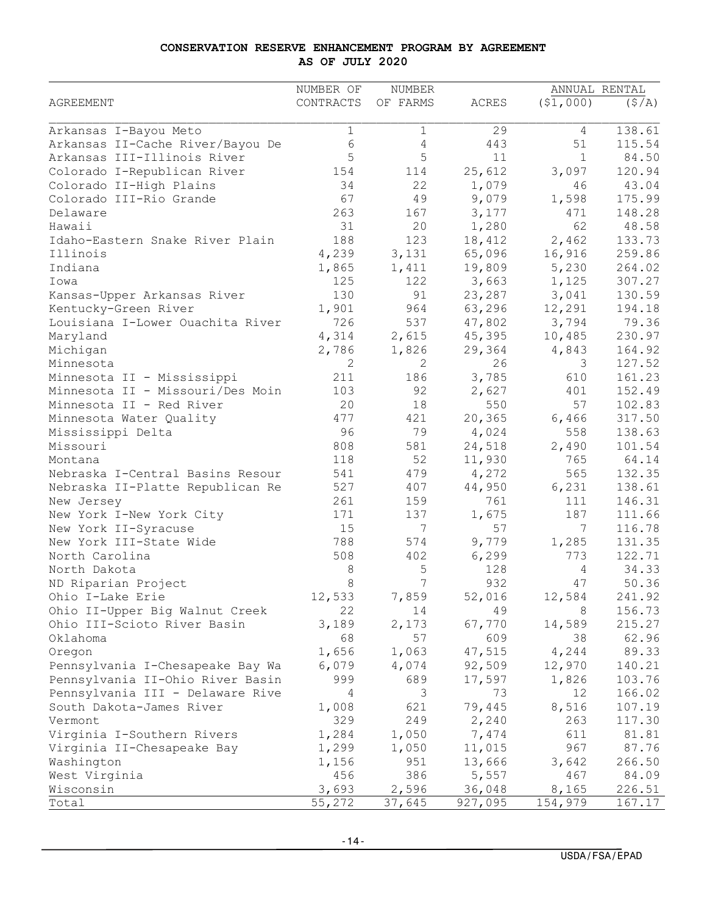## CONSERVATION RESERVE ENHANCEMENT PROGRAM BY AGREEMENT
### AS OF JULY 2020

| AGREEMENT | NUMBER OF CONTRACTS | NUMBER OF FARMS | ACRES | ANNUAL RENTAL ($1,000) | ANNUAL RENTAL ($/A) |
|---|---|---|---|---|---|
| Arkansas I-Bayou Meto | 1 | 1 | 29 | 4 | 138.61 |
| Arkansas II-Cache River/Bayou De | 6 | 4 | 443 | 51 | 115.54 |
| Arkansas III-Illinois River | 5 | 5 | 11 | 1 | 84.50 |
| Colorado I-Republican River | 154 | 114 | 25,612 | 3,097 | 120.94 |
| Colorado II-High Plains | 34 | 22 | 1,079 | 46 | 43.04 |
| Colorado III-Rio Grande | 67 | 49 | 9,079 | 1,598 | 175.99 |
| Delaware | 263 | 167 | 3,177 | 471 | 148.28 |
| Hawaii | 31 | 20 | 1,280 | 62 | 48.58 |
| Idaho-Eastern Snake River Plain | 188 | 123 | 18,412 | 2,462 | 133.73 |
| Illinois | 4,239 | 3,131 | 65,096 | 16,916 | 259.86 |
| Indiana | 1,865 | 1,411 | 19,809 | 5,230 | 264.02 |
| Iowa | 125 | 122 | 3,663 | 1,125 | 307.27 |
| Kansas-Upper Arkansas River | 130 | 91 | 23,287 | 3,041 | 130.59 |
| Kentucky-Green River | 1,901 | 964 | 63,296 | 12,291 | 194.18 |
| Louisiana I-Lower Ouachita River | 726 | 537 | 47,802 | 3,794 | 79.36 |
| Maryland | 4,314 | 2,615 | 45,395 | 10,485 | 230.97 |
| Michigan | 2,786 | 1,826 | 29,364 | 4,843 | 164.92 |
| Minnesota | 2 | 2 | 26 | 3 | 127.52 |
| Minnesota II - Mississippi | 211 | 186 | 3,785 | 610 | 161.23 |
| Minnesota II - Missouri/Des Moin | 103 | 92 | 2,627 | 401 | 152.49 |
| Minnesota II - Red River | 20 | 18 | 550 | 57 | 102.83 |
| Minnesota Water Quality | 477 | 421 | 20,365 | 6,466 | 317.50 |
| Mississippi Delta | 96 | 79 | 4,024 | 558 | 138.63 |
| Missouri | 808 | 581 | 24,518 | 2,490 | 101.54 |
| Montana | 118 | 52 | 11,930 | 765 | 64.14 |
| Nebraska I-Central Basins Resour | 541 | 479 | 4,272 | 565 | 132.35 |
| Nebraska II-Platte Republican Re | 527 | 407 | 44,950 | 6,231 | 138.61 |
| New Jersey | 261 | 159 | 761 | 111 | 146.31 |
| New York I-New York City | 171 | 137 | 1,675 | 187 | 111.66 |
| New York II-Syracuse | 15 | 7 | 57 | 7 | 116.78 |
| New York III-State Wide | 788 | 574 | 9,779 | 1,285 | 131.35 |
| North Carolina | 508 | 402 | 6,299 | 773 | 122.71 |
| North Dakota | 8 | 5 | 128 | 4 | 34.33 |
| ND Riparian Project | 8 | 7 | 932 | 47 | 50.36 |
| Ohio I-Lake Erie | 12,533 | 7,859 | 52,016 | 12,584 | 241.92 |
| Ohio II-Upper Big Walnut Creek | 22 | 14 | 49 | 8 | 156.73 |
| Ohio III-Scioto River Basin | 3,189 | 2,173 | 67,770 | 14,589 | 215.27 |
| Oklahoma | 68 | 57 | 609 | 38 | 62.96 |
| Oregon | 1,656 | 1,063 | 47,515 | 4,244 | 89.33 |
| Pennsylvania I-Chesapeake Bay Wa | 6,079 | 4,074 | 92,509 | 12,970 | 140.21 |
| Pennsylvania II-Ohio River Basin | 999 | 689 | 17,597 | 1,826 | 103.76 |
| Pennsylvania III - Delaware Rive | 4 | 3 | 73 | 12 | 166.02 |
| South Dakota-James River | 1,008 | 621 | 79,445 | 8,516 | 107.19 |
| Vermont | 329 | 249 | 2,240 | 263 | 117.30 |
| Virginia I-Southern Rivers | 1,284 | 1,050 | 7,474 | 611 | 81.81 |
| Virginia II-Chesapeake Bay | 1,299 | 1,050 | 11,015 | 967 | 87.76 |
| Washington | 1,156 | 951 | 13,666 | 3,642 | 266.50 |
| West Virginia | 456 | 386 | 5,557 | 467 | 84.09 |
| Wisconsin | 3,693 | 2,596 | 36,048 | 8,165 | 226.51 |
| Total | 55,272 | 37,645 | 927,095 | 154,979 | 167.17 |

USDA/FSA/EPAD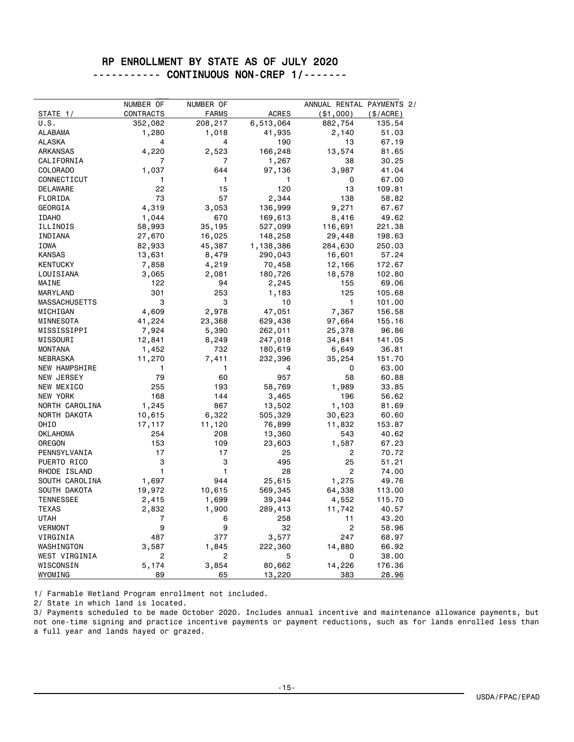# RP ENROLLMENT BY STATE AS OF JULY 2020

## ----------- CONTINUOUS NON-CREP 1/-------

| STATE 1/ | NUMBER OF CONTRACTS | NUMBER OF FARMS | ACRES | ANNUAL RENTAL PAYMENTS 2/ ($1,000) | ($/ACRE) |
|---|---|---|---|---|---|
| U.S. | 352,082 | 208,217 | 6,513,064 | 882,754 | 135.54 |
| ALABAMA | 1,280 | 1,018 | 41,935 | 2,140 | 51.03 |
| ALASKA | 4 | 4 | 190 | 13 | 67.19 |
| ARKANSAS | 4,220 | 2,523 | 166,248 | 13,574 | 81.65 |
| CALIFORNIA | 7 | 7 | 1,267 | 38 | 30.25 |
| COLORADO | 1,037 | 644 | 97,136 | 3,987 | 41.04 |
| CONNECTICUT | 1 | 1 | 1 | 0 | 67.00 |
| DELAWARE | 22 | 15 | 120 | 13 | 109.81 |
| FLORIDA | 73 | 57 | 2,344 | 138 | 58.82 |
| GEORGIA | 4,319 | 3,053 | 136,999 | 9,271 | 67.67 |
| IDAHO | 1,044 | 670 | 169,613 | 8,416 | 49.62 |
| ILLINOIS | 58,993 | 35,195 | 527,099 | 116,691 | 221.38 |
| INDIANA | 27,670 | 16,025 | 148,258 | 29,448 | 198.63 |
| IOWA | 82,933 | 45,387 | 1,138,386 | 284,630 | 250.03 |
| KANSAS | 13,631 | 8,479 | 290,043 | 16,601 | 57.24 |
| KENTUCKY | 7,858 | 4,219 | 70,458 | 12,166 | 172.67 |
| LOUISIANA | 3,065 | 2,081 | 180,726 | 18,578 | 102.80 |
| MAINE | 122 | 94 | 2,245 | 155 | 69.06 |
| MARYLAND | 301 | 253 | 1,183 | 125 | 105.68 |
| MASSACHUSETTS | 3 | 3 | 10 | 1 | 101.00 |
| MICHIGAN | 4,609 | 2,978 | 47,051 | 7,367 | 156.58 |
| MINNESOTA | 41,224 | 23,368 | 629,438 | 97,664 | 155.16 |
| MISSISSIPPI | 7,924 | 5,390 | 262,011 | 25,378 | 96.86 |
| MISSOURI | 12,841 | 8,249 | 247,018 | 34,841 | 141.05 |
| MONTANA | 1,452 | 732 | 180,619 | 6,649 | 36.81 |
| NEBRASKA | 11,270 | 7,411 | 232,396 | 35,254 | 151.70 |
| NEW HAMPSHIRE | 1 | 1 | 4 | 0 | 63.00 |
| NEW JERSEY | 79 | 60 | 957 | 58 | 60.88 |
| NEW MEXICO | 255 | 193 | 58,769 | 1,989 | 33.85 |
| NEW YORK | 168 | 144 | 3,465 | 196 | 56.62 |
| NORTH CAROLINA | 1,245 | 867 | 13,502 | 1,103 | 81.69 |
| NORTH DAKOTA | 10,615 | 6,322 | 505,329 | 30,623 | 60.60 |
| OHIO | 17,117 | 11,120 | 76,899 | 11,832 | 153.87 |
| OKLAHOMA | 254 | 208 | 13,360 | 543 | 40.62 |
| OREGON | 153 | 109 | 23,603 | 1,587 | 67.23 |
| PENNSYLVANIA | 17 | 17 | 25 | 2 | 70.72 |
| PUERTO RICO | 3 | 3 | 495 | 25 | 51.21 |
| RHODE ISLAND | 1 | 1 | 28 | 2 | 74.00 |
| SOUTH CAROLINA | 1,697 | 944 | 25,615 | 1,275 | 49.76 |
| SOUTH DAKOTA | 19,972 | 10,615 | 569,345 | 64,338 | 113.00 |
| TENNESSEE | 2,415 | 1,699 | 39,344 | 4,552 | 115.70 |
| TEXAS | 2,832 | 1,900 | 289,413 | 11,742 | 40.57 |
| UTAH | 7 | 6 | 258 | 11 | 43.20 |
| VERMONT | 9 | 9 | 32 | 2 | 58.96 |
| VIRGINIA | 487 | 377 | 3,577 | 247 | 68.97 |
| WASHINGTON | 3,587 | 1,845 | 222,360 | 14,880 | 66.92 |
| WEST VIRGINIA | 2 | 2 | 5 | 0 | 38.00 |
| WISCONSIN | 5,174 | 3,854 | 80,662 | 14,226 | 176.36 |
| WYOMING | 89 | 65 | 13,220 | 383 | 28.96 |

1/ Farmable Wetland Program enrollment not included.

2/ State in which land is located.

3/ Payments scheduled to be made October 2020. Includes annual incentive and maintenance allowance payments, but not one-time signing and practice incentive payments or payment reductions, such as for lands enrolled less than a full year and lands hayed or grazed.

USDA/FPAC/EPAD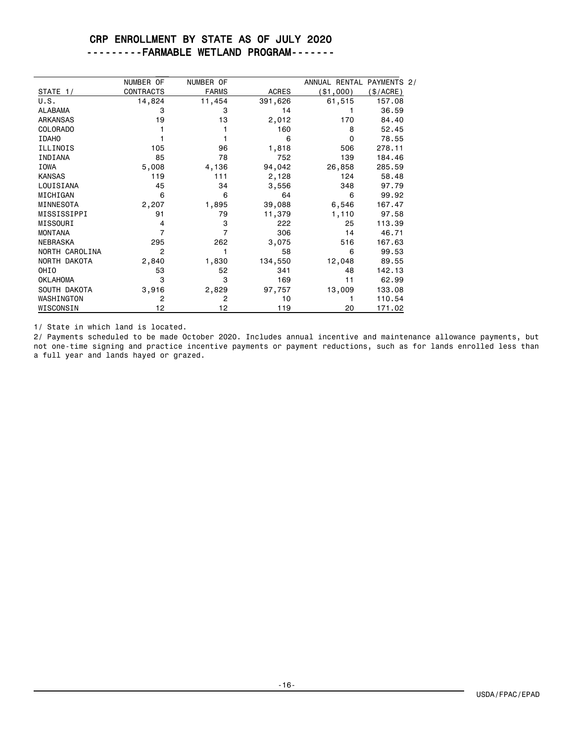# CRP ENROLLMENT BY STATE AS OF JULY 2020

## ---------FARMABLE WETLAND PROGRAM-------

| STATE 1/ | NUMBER OF CONTRACTS | NUMBER OF FARMS | ACRES | ANNUAL RENTAL PAYMENTS 2/ ($1,000) | ($/ACRE) |
|---|---|---|---|---|---|
| U.S. | 14,824 | 11,454 | 391,626 | 61,515 | 157.08 |
| ALABAMA | 3 | 3 | 14 | 1 | 36.59 |
| ARKANSAS | 19 | 13 | 2,012 | 170 | 84.40 |
| COLORADO | 1 | 1 | 160 | 8 | 52.45 |
| IDAHO | 1 | 1 | 6 | 0 | 78.55 |
| ILLINOIS | 105 | 96 | 1,818 | 506 | 278.11 |
| INDIANA | 85 | 78 | 752 | 139 | 184.46 |
| IOWA | 5,008 | 4,136 | 94,042 | 26,858 | 285.59 |
| KANSAS | 119 | 111 | 2,128 | 124 | 58.48 |
| LOUISIANA | 45 | 34 | 3,556 | 348 | 97.79 |
| MICHIGAN | 6 | 6 | 64 | 6 | 99.92 |
| MINNESOTA | 2,207 | 1,895 | 39,088 | 6,546 | 167.47 |
| MISSISSIPPI | 91 | 79 | 11,379 | 1,110 | 97.58 |
| MISSOURI | 4 | 3 | 222 | 25 | 113.39 |
| MONTANA | 7 | 7 | 306 | 14 | 46.71 |
| NEBRASKA | 295 | 262 | 3,075 | 516 | 167.63 |
| NORTH CAROLINA | 2 | 1 | 58 | 6 | 99.53 |
| NORTH DAKOTA | 2,840 | 1,830 | 134,550 | 12,048 | 89.55 |
| OHIO | 53 | 52 | 341 | 48 | 142.13 |
| OKLAHOMA | 3 | 3 | 169 | 11 | 62.99 |
| SOUTH DAKOTA | 3,916 | 2,829 | 97,757 | 13,009 | 133.08 |
| WASHINGTON | 2 | 2 | 10 | 1 | 110.54 |
| WISCONSIN | 12 | 12 | 119 | 20 | 171.02 |

1/ State in which land is located.

2/ Payments scheduled to be made October 2020. Includes annual incentive and maintenance allowance payments, but not one-time signing and practice incentive payments or payment reductions, such as for lands enrolled less than a full year and lands hayed or grazed.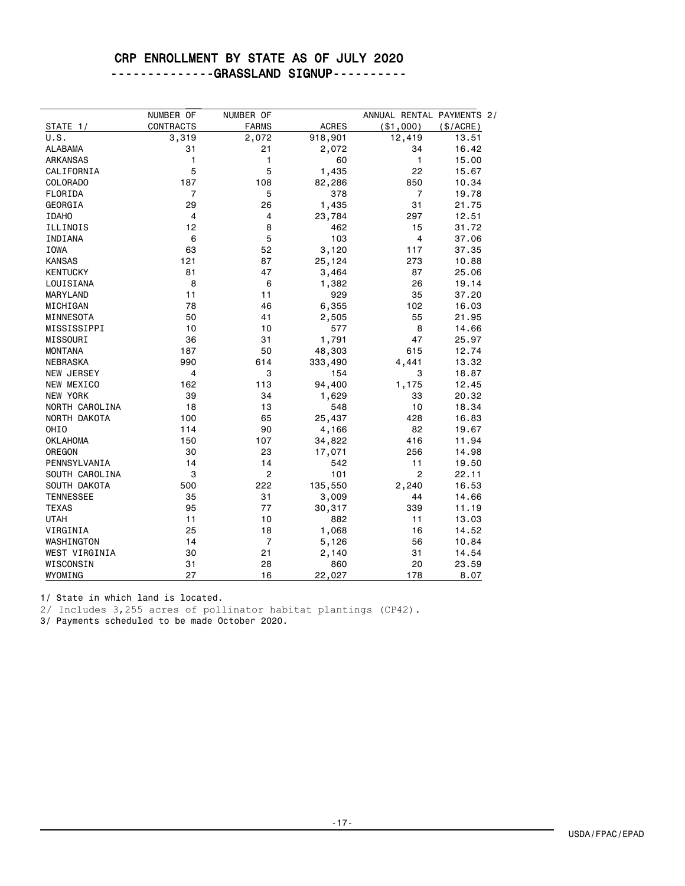# CRP ENROLLMENT BY STATE AS OF JULY 2020

## --------------GRASSLAND SIGNUP----------

| STATE 1/ | NUMBER OF CONTRACTS | NUMBER OF FARMS | ACRES | ANNUAL RENTAL PAYMENTS 2/ ($1,000) | ($/ACRE) |
|---|---|---|---|---|---|
| U.S. | 3,319 | 2,072 | 918,901 | 12,419 | 13.51 |
| ALABAMA | 31 | 21 | 2,072 | 34 | 16.42 |
| ARKANSAS | 1 | 1 | 60 | 1 | 15.00 |
| CALIFORNIA | 5 | 5 | 1,435 | 22 | 15.67 |
| COLORADO | 187 | 108 | 82,286 | 850 | 10.34 |
| FLORIDA | 7 | 5 | 378 | 7 | 19.78 |
| GEORGIA | 29 | 26 | 1,435 | 31 | 21.75 |
| IDAHO | 4 | 4 | 23,784 | 297 | 12.51 |
| ILLINOIS | 12 | 8 | 462 | 15 | 31.72 |
| INDIANA | 6 | 5 | 103 | 4 | 37.06 |
| IOWA | 63 | 52 | 3,120 | 117 | 37.35 |
| KANSAS | 121 | 87 | 25,124 | 273 | 10.88 |
| KENTUCKY | 81 | 47 | 3,464 | 87 | 25.06 |
| LOUISIANA | 8 | 6 | 1,382 | 26 | 19.14 |
| MARYLAND | 11 | 11 | 929 | 35 | 37.20 |
| MICHIGAN | 78 | 46 | 6,355 | 102 | 16.03 |
| MINNESOTA | 50 | 41 | 2,505 | 55 | 21.95 |
| MISSISSIPPI | 10 | 10 | 577 | 8 | 14.66 |
| MISSOURI | 36 | 31 | 1,791 | 47 | 25.97 |
| MONTANA | 187 | 50 | 48,303 | 615 | 12.74 |
| NEBRASKA | 990 | 614 | 333,490 | 4,441 | 13.32 |
| NEW JERSEY | 4 | 3 | 154 | 3 | 18.87 |
| NEW MEXICO | 162 | 113 | 94,400 | 1,175 | 12.45 |
| NEW YORK | 39 | 34 | 1,629 | 33 | 20.32 |
| NORTH CAROLINA | 18 | 13 | 548 | 10 | 18.34 |
| NORTH DAKOTA | 100 | 65 | 25,437 | 428 | 16.83 |
| OHIO | 114 | 90 | 4,166 | 82 | 19.67 |
| OKLAHOMA | 150 | 107 | 34,822 | 416 | 11.94 |
| OREGON | 30 | 23 | 17,071 | 256 | 14.98 |
| PENNSYLVANIA | 14 | 14 | 542 | 11 | 19.50 |
| SOUTH CAROLINA | 3 | 2 | 101 | 2 | 22.11 |
| SOUTH DAKOTA | 500 | 222 | 135,550 | 2,240 | 16.53 |
| TENNESSEE | 35 | 31 | 3,009 | 44 | 14.66 |
| TEXAS | 95 | 77 | 30,317 | 339 | 11.19 |
| UTAH | 11 | 10 | 882 | 11 | 13.03 |
| VIRGINIA | 25 | 18 | 1,068 | 16 | 14.52 |
| WASHINGTON | 14 | 7 | 5,126 | 56 | 10.84 |
| WEST VIRGINIA | 30 | 21 | 2,140 | 31 | 14.54 |
| WISCONSIN | 31 | 28 | 860 | 20 | 23.59 |
| WYOMING | 27 | 16 | 22,027 | 178 | 8.07 |

1/ State in which land is located.

2/ Includes 3,255 acres of pollinator habitat plantings (CP42).

3/ Payments scheduled to be made October 2020.

USDA/FPAC/EPAD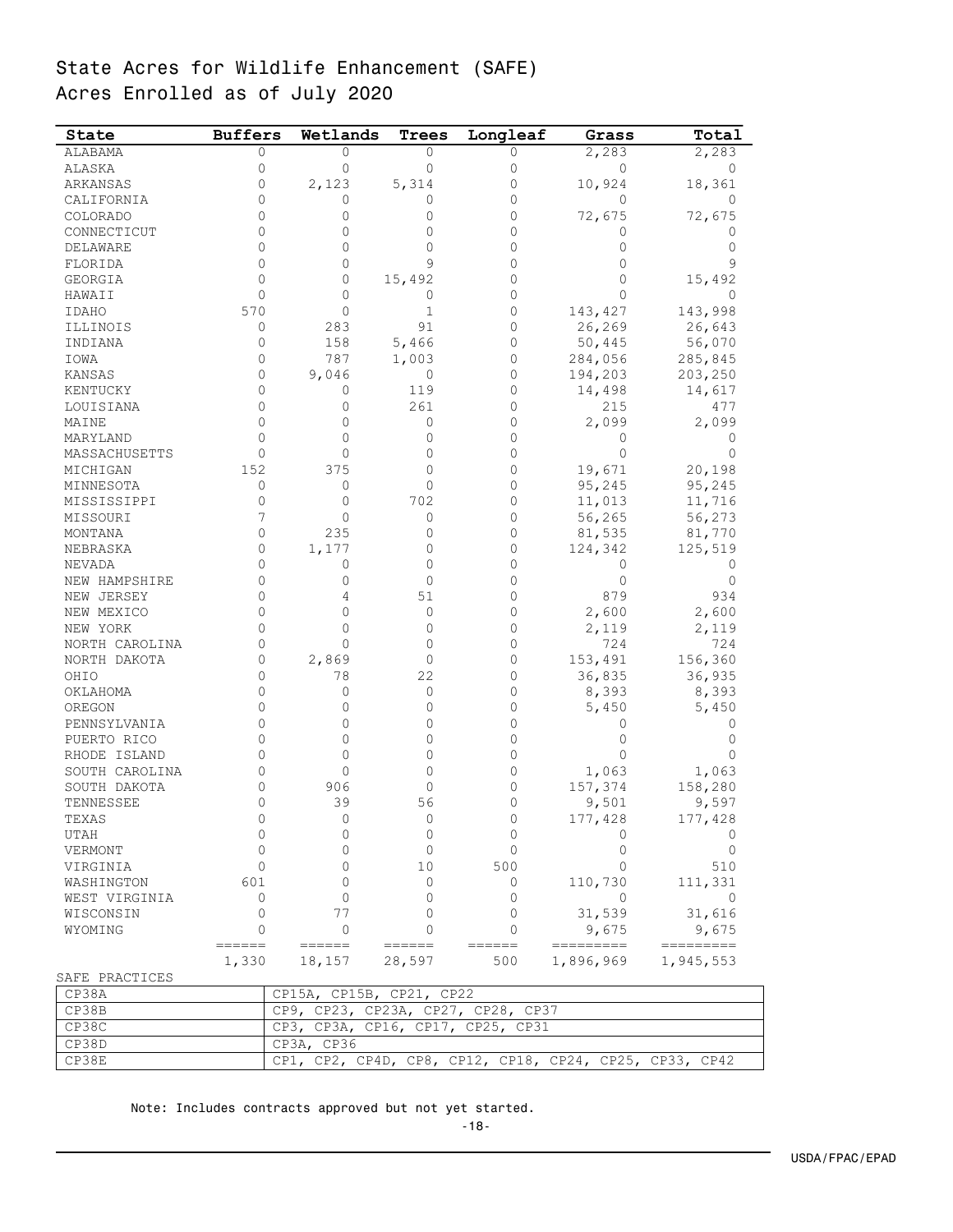# State Acres for Wildlife Enhancement (SAFE)
## Acres Enrolled as of July 2020

| State | Buffers | Wetlands | Trees | Longleaf | Grass | Total |
|---|---|---|---|---|---|---|
| ALABAMA | 0 | 0 | 0 | 0 | 2,283 | 2,283 |
| ALASKA | 0 | 0 | 0 | 0 | 0 | 0 |
| ARKANSAS | 0 | 2,123 | 5,314 | 0 | 10,924 | 18,361 |
| CALIFORNIA | 0 | 0 | 0 | 0 | 0 | 0 |
| COLORADO | 0 | 0 | 0 | 0 | 72,675 | 72,675 |
| CONNECTICUT | 0 | 0 | 0 | 0 | 0 | 0 |
| DELAWARE | 0 | 0 | 0 | 0 | 0 | 0 |
| FLORIDA | 0 | 0 | 9 | 0 | 0 | 9 |
| GEORGIA | 0 | 0 | 15,492 | 0 | 0 | 15,492 |
| HAWAII | 0 | 0 | 0 | 0 | 0 | 0 |
| IDAHO | 570 | 0 | 1 | 0 | 143,427 | 143,998 |
| ILLINOIS | 0 | 283 | 91 | 0 | 26,269 | 26,643 |
| INDIANA | 0 | 158 | 5,466 | 0 | 50,445 | 56,070 |
| IOWA | 0 | 787 | 1,003 | 0 | 284,056 | 285,845 |
| KANSAS | 0 | 9,046 | 0 | 0 | 194,203 | 203,250 |
| KENTUCKY | 0 | 0 | 119 | 0 | 14,498 | 14,617 |
| LOUISIANA | 0 | 0 | 261 | 0 | 215 | 477 |
| MAINE | 0 | 0 | 0 | 0 | 2,099 | 2,099 |
| MARYLAND | 0 | 0 | 0 | 0 | 0 | 0 |
| MASSACHUSETTS | 0 | 0 | 0 | 0 | 0 | 0 |
| MICHIGAN | 152 | 375 | 0 | 0 | 19,671 | 20,198 |
| MINNESOTA | 0 | 0 | 0 | 0 | 95,245 | 95,245 |
| MISSISSIPPI | 0 | 0 | 702 | 0 | 11,013 | 11,716 |
| MISSOURI | 7 | 0 | 0 | 0 | 56,265 | 56,273 |
| MONTANA | 0 | 235 | 0 | 0 | 81,535 | 81,770 |
| NEBRASKA | 0 | 1,177 | 0 | 0 | 124,342 | 125,519 |
| NEVADA | 0 | 0 | 0 | 0 | 0 | 0 |
| NEW HAMPSHIRE | 0 | 0 | 0 | 0 | 0 | 0 |
| NEW JERSEY | 0 | 4 | 51 | 0 | 879 | 934 |
| NEW MEXICO | 0 | 0 | 0 | 0 | 2,600 | 2,600 |
| NEW YORK | 0 | 0 | 0 | 0 | 2,119 | 2,119 |
| NORTH CAROLINA | 0 | 0 | 0 | 0 | 724 | 724 |
| NORTH DAKOTA | 0 | 2,869 | 0 | 0 | 153,491 | 156,360 |
| OHIO | 0 | 78 | 22 | 0 | 36,835 | 36,935 |
| OKLAHOMA | 0 | 0 | 0 | 0 | 8,393 | 8,393 |
| OREGON | 0 | 0 | 0 | 0 | 5,450 | 5,450 |
| PENNSYLVANIA | 0 | 0 | 0 | 0 | 0 | 0 |
| PUERTO RICO | 0 | 0 | 0 | 0 | 0 | 0 |
| RHODE ISLAND | 0 | 0 | 0 | 0 | 0 | 0 |
| SOUTH CAROLINA | 0 | 0 | 0 | 0 | 1,063 | 1,063 |
| SOUTH DAKOTA | 0 | 906 | 0 | 0 | 157,374 | 158,280 |
| TENNESSEE | 0 | 39 | 56 | 0 | 9,501 | 9,597 |
| TEXAS | 0 | 0 | 0 | 0 | 177,428 | 177,428 |
| UTAH | 0 | 0 | 0 | 0 | 0 | 0 |
| VERMONT | 0 | 0 | 0 | 0 | 0 | 0 |
| VIRGINIA | 0 | 0 | 10 | 500 | 0 | 510 |
| WASHINGTON | 601 | 0 | 0 | 0 | 110,730 | 111,331 |
| WEST VIRGINIA | 0 | 0 | 0 | 0 | 0 | 0 |
| WISCONSIN | 0 | 77 | 0 | 0 | 31,539 | 31,616 |
| WYOMING | 0 | 0 | 0 | 0 | 9,675 | 9,675 |
| | 1,330 | 18,157 | 28,597 | 500 | 1,896,969 | 1,945,553 |

SAFE PRACTICES

| | |
|---|---|
| CP38A | CP15A, CP15B, CP21, CP22 |
| CP38B | CP9, CP23, CP23A, CP27, CP28, CP37 |
| CP38C | CP3, CP3A, CP16, CP17, CP25, CP31 |
| CP38D | CP3A, CP36 |
| CP38E | CP1, CP2, CP4D, CP8, CP12, CP18, CP24, CP25, CP33, CP42 |

Note: Includes contracts approved but not yet started.

USDA/FPAC/EPAD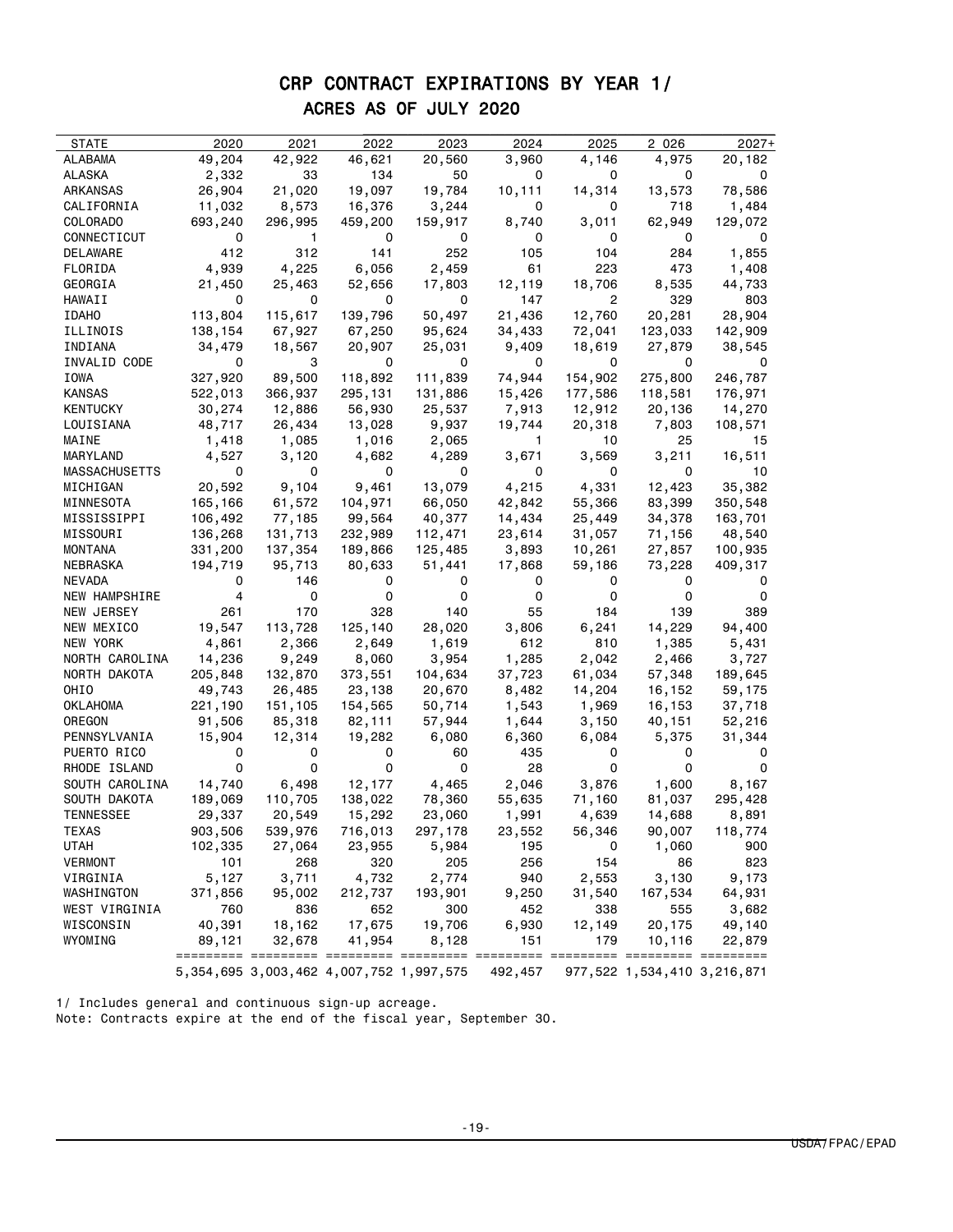# CRP CONTRACT EXPIRATIONS BY YEAR 1/

## ACRES AS OF JULY 2020

| STATE | 2020 | 2021 | 2022 | 2023 | 2024 | 2025 | 2 026 | 2027+ |
|---|---|---|---|---|---|---|---|---|
| ALABAMA | 49,204 | 42,922 | 46,621 | 20,560 | 3,960 | 4,146 | 4,975 | 20,182 |
| ALASKA | 2,332 | 33 | 134 | 50 | 0 | 0 | 0 | 0 |
| ARKANSAS | 26,904 | 21,020 | 19,097 | 19,784 | 10,111 | 14,314 | 13,573 | 78,586 |
| CALIFORNIA | 11,032 | 8,573 | 16,376 | 3,244 | 0 | 0 | 718 | 1,484 |
| COLORADO | 693,240 | 296,995 | 459,200 | 159,917 | 8,740 | 3,011 | 62,949 | 129,072 |
| CONNECTICUT | 0 | 1 | 0 | 0 | 0 | 0 | 0 | 0 |
| DELAWARE | 412 | 312 | 141 | 252 | 105 | 104 | 284 | 1,855 |
| FLORIDA | 4,939 | 4,225 | 6,056 | 2,459 | 61 | 223 | 473 | 1,408 |
| GEORGIA | 21,450 | 25,463 | 52,656 | 17,803 | 12,119 | 18,706 | 8,535 | 44,733 |
| HAWAII | 0 | 0 | 0 | 0 | 147 | 2 | 329 | 803 |
| IDAHO | 113,804 | 115,617 | 139,796 | 50,497 | 21,436 | 12,760 | 20,281 | 28,904 |
| ILLINOIS | 138,154 | 67,927 | 67,250 | 95,624 | 34,433 | 72,041 | 123,033 | 142,909 |
| INDIANA | 34,479 | 18,567 | 20,907 | 25,031 | 9,409 | 18,619 | 27,879 | 38,545 |
| INVALID CODE | 0 | 3 | 0 | 0 | 0 | 0 | 0 | 0 |
| IOWA | 327,920 | 89,500 | 118,892 | 111,839 | 74,944 | 154,902 | 275,800 | 246,787 |
| KANSAS | 522,013 | 366,937 | 295,131 | 131,886 | 15,426 | 177,586 | 118,581 | 176,971 |
| KENTUCKY | 30,274 | 12,886 | 56,930 | 25,537 | 7,913 | 12,912 | 20,136 | 14,270 |
| LOUISIANA | 48,717 | 26,434 | 13,028 | 9,937 | 19,744 | 20,318 | 7,803 | 108,571 |
| MAINE | 1,418 | 1,085 | 1,016 | 2,065 | 1 | 10 | 25 | 15 |
| MARYLAND | 4,527 | 3,120 | 4,682 | 4,289 | 3,671 | 3,569 | 3,211 | 16,511 |
| MASSACHUSETTS | 0 | 0 | 0 | 0 | 0 | 0 | 0 | 10 |
| MICHIGAN | 20,592 | 9,104 | 9,461 | 13,079 | 4,215 | 4,331 | 12,423 | 35,382 |
| MINNESOTA | 165,166 | 61,572 | 104,971 | 66,050 | 42,842 | 55,366 | 83,399 | 350,548 |
| MISSISSIPPI | 106,492 | 77,185 | 99,564 | 40,377 | 14,434 | 25,449 | 34,378 | 163,701 |
| MISSOURI | 136,268 | 131,713 | 232,989 | 112,471 | 23,614 | 31,057 | 71,156 | 48,540 |
| MONTANA | 331,200 | 137,354 | 189,866 | 125,485 | 3,893 | 10,261 | 27,857 | 100,935 |
| NEBRASKA | 194,719 | 95,713 | 80,633 | 51,441 | 17,868 | 59,186 | 73,228 | 409,317 |
| NEVADA | 0 | 146 | 0 | 0 | 0 | 0 | 0 | 0 |
| NEW HAMPSHIRE | 4 | 0 | 0 | 0 | 0 | 0 | 0 | 0 |
| NEW JERSEY | 261 | 170 | 328 | 140 | 55 | 184 | 139 | 389 |
| NEW MEXICO | 19,547 | 113,728 | 125,140 | 28,020 | 3,806 | 6,241 | 14,229 | 94,400 |
| NEW YORK | 4,861 | 2,366 | 2,649 | 1,619 | 612 | 810 | 1,385 | 5,431 |
| NORTH CAROLINA | 14,236 | 9,249 | 8,060 | 3,954 | 1,285 | 2,042 | 2,466 | 3,727 |
| NORTH DAKOTA | 205,848 | 132,870 | 373,551 | 104,634 | 37,723 | 61,034 | 57,348 | 189,645 |
| OHIO | 49,743 | 26,485 | 23,138 | 20,670 | 8,482 | 14,204 | 16,152 | 59,175 |
| OKLAHOMA | 221,190 | 151,105 | 154,565 | 50,714 | 1,543 | 1,969 | 16,153 | 37,718 |
| OREGON | 91,506 | 85,318 | 82,111 | 57,944 | 1,644 | 3,150 | 40,151 | 52,216 |
| PENNSYLVANIA | 15,904 | 12,314 | 19,282 | 6,080 | 6,360 | 6,084 | 5,375 | 31,344 |
| PUERTO RICO | 0 | 0 | 0 | 60 | 435 | 0 | 0 | 0 |
| RHODE ISLAND | 0 | 0 | 0 | 0 | 28 | 0 | 0 | 0 |
| SOUTH CAROLINA | 14,740 | 6,498 | 12,177 | 4,465 | 2,046 | 3,876 | 1,600 | 8,167 |
| SOUTH DAKOTA | 189,069 | 110,705 | 138,022 | 78,360 | 55,635 | 71,160 | 81,037 | 295,428 |
| TENNESSEE | 29,337 | 20,549 | 15,292 | 23,060 | 1,991 | 4,639 | 14,688 | 8,891 |
| TEXAS | 903,506 | 539,976 | 716,013 | 297,178 | 23,552 | 56,346 | 90,007 | 118,774 |
| UTAH | 102,335 | 27,064 | 23,955 | 5,984 | 195 | 0 | 1,060 | 900 |
| VERMONT | 101 | 268 | 320 | 205 | 256 | 154 | 86 | 823 |
| VIRGINIA | 5,127 | 3,711 | 4,732 | 2,774 | 940 | 2,553 | 3,130 | 9,173 |
| WASHINGTON | 371,856 | 95,002 | 212,737 | 193,901 | 9,250 | 31,540 | 167,534 | 64,931 |
| WEST VIRGINIA | 760 | 836 | 652 | 300 | 452 | 338 | 555 | 3,682 |
| WISCONSIN | 40,391 | 18,162 | 17,675 | 19,706 | 6,930 | 12,149 | 20,175 | 49,140 |
| WYOMING | 89,121 | 32,678 | 41,954 | 8,128 | 151 | 179 | 10,116 | 22,879 |
| | 5,354,695 | 3,003,462 | 4,007,752 | 1,997,575 | 492,457 | 977,522 | 1,534,410 | 3,216,871 |

1/ Includes general and continuous sign-up acreage.
Note: Contracts expire at the end of the fiscal year, September 30.

USDA/FPAC/EPAD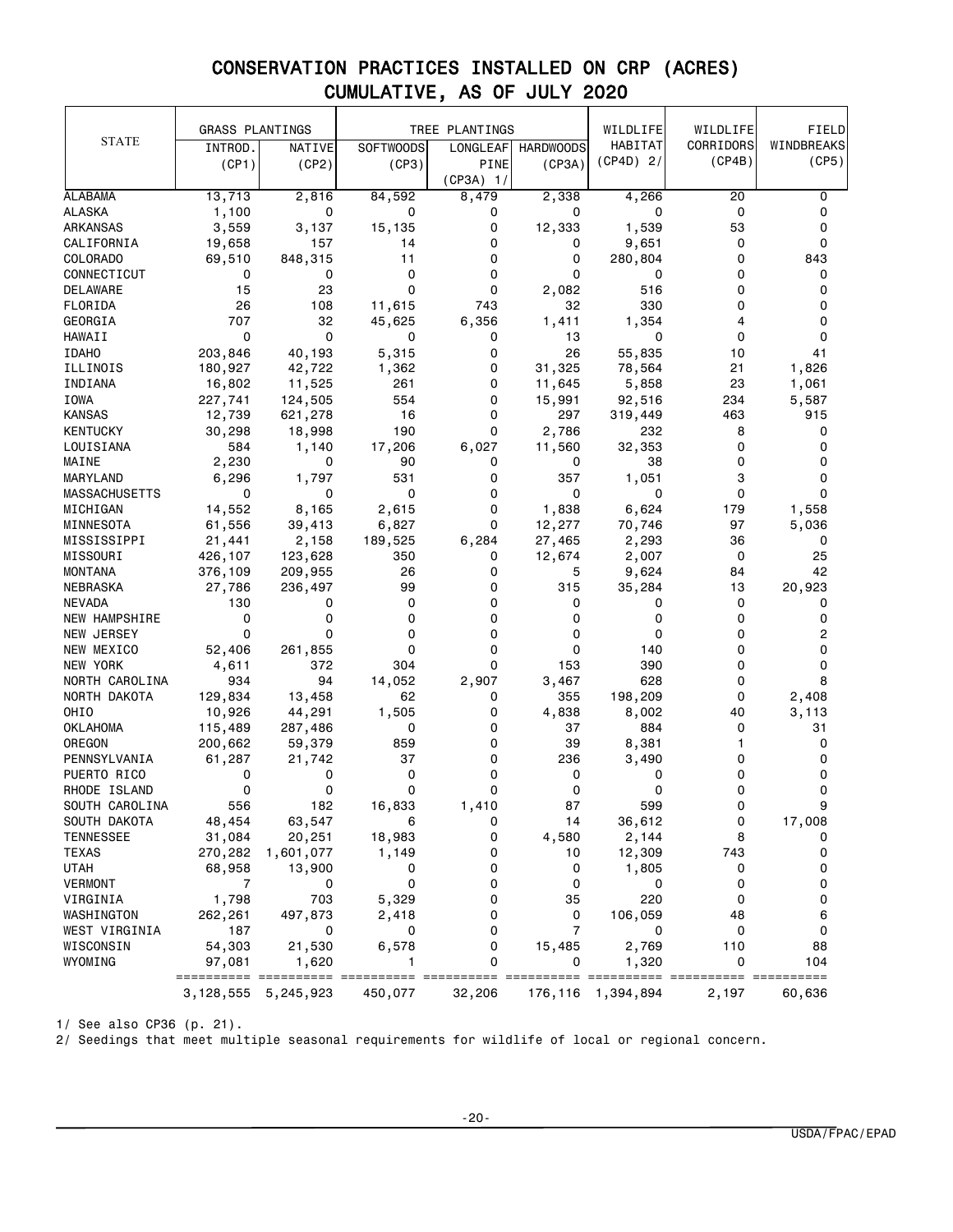# CONSERVATION PRACTICES INSTALLED ON CRP (ACRES)
## CUMULATIVE, AS OF JULY 2020

| STATE | GRASS PLANTINGS | | TREE PLANTINGS | | | WILDLIFE HABITAT | WILDLIFE CORRIDORS | FIELD WINDBREAKS |
|---|---|---|---|---|---|---|---|---|
| | INTROD. (CP1) | NATIVE (CP2) | SOFTWOODS (CP3) | LONGLEAF PINE (CP3A) 1/ | HARDWOODS (CP3A) | (CP4D) 2/ | (CP4B) | (CP5) |
| ALABAMA | 13,713 | 2,816 | 84,592 | 8,479 | 2,338 | 4,266 | 20 | 0 |
| ALASKA | 1,100 | 0 | 0 | 0 | 0 | 0 | 0 | 0 |
| ARKANSAS | 3,559 | 3,137 | 15,135 | 0 | 12,333 | 1,539 | 53 | 0 |
| CALIFORNIA | 19,658 | 157 | 14 | 0 | 0 | 9,651 | 0 | 0 |
| COLORADO | 69,510 | 848,315 | 11 | 0 | 0 | 280,804 | 0 | 843 |
| CONNECTICUT | 0 | 0 | 0 | 0 | 0 | 0 | 0 | 0 |
| DELAWARE | 15 | 23 | 0 | 0 | 2,082 | 516 | 0 | 0 |
| FLORIDA | 26 | 108 | 11,615 | 743 | 32 | 330 | 0 | 0 |
| GEORGIA | 707 | 32 | 45,625 | 6,356 | 1,411 | 1,354 | 4 | 0 |
| HAWAII | 0 | 0 | 0 | 0 | 13 | 0 | 0 | 0 |
| IDAHO | 203,846 | 40,193 | 5,315 | 0 | 26 | 55,835 | 10 | 41 |
| ILLINOIS | 180,927 | 42,722 | 1,362 | 0 | 31,325 | 78,564 | 21 | 1,826 |
| INDIANA | 16,802 | 11,525 | 261 | 0 | 11,645 | 5,858 | 23 | 1,061 |
| IOWA | 227,741 | 124,505 | 554 | 0 | 15,991 | 92,516 | 234 | 5,587 |
| KANSAS | 12,739 | 621,278 | 16 | 0 | 297 | 319,449 | 463 | 915 |
| KENTUCKY | 30,298 | 18,998 | 190 | 0 | 2,786 | 232 | 8 | 0 |
| LOUISIANA | 584 | 1,140 | 17,206 | 6,027 | 11,560 | 32,353 | 0 | 0 |
| MAINE | 2,230 | 0 | 90 | 0 | 0 | 38 | 0 | 0 |
| MARYLAND | 6,296 | 1,797 | 531 | 0 | 357 | 1,051 | 3 | 0 |
| MASSACHUSETTS | 0 | 0 | 0 | 0 | 0 | 0 | 0 | 0 |
| MICHIGAN | 14,552 | 8,165 | 2,615 | 0 | 1,838 | 6,624 | 179 | 1,558 |
| MINNESOTA | 61,556 | 39,413 | 6,827 | 0 | 12,277 | 70,746 | 97 | 5,036 |
| MISSISSIPPI | 21,441 | 2,158 | 189,525 | 6,284 | 27,465 | 2,293 | 36 | 0 |
| MISSOURI | 426,107 | 123,628 | 350 | 0 | 12,674 | 2,007 | 0 | 25 |
| MONTANA | 376,109 | 209,955 | 26 | 0 | 5 | 9,624 | 84 | 42 |
| NEBRASKA | 27,786 | 236,497 | 99 | 0 | 315 | 35,284 | 13 | 20,923 |
| NEVADA | 130 | 0 | 0 | 0 | 0 | 0 | 0 | 0 |
| NEW HAMPSHIRE | 0 | 0 | 0 | 0 | 0 | 0 | 0 | 0 |
| NEW JERSEY | 0 | 0 | 0 | 0 | 0 | 0 | 0 | 2 |
| NEW MEXICO | 52,406 | 261,855 | 0 | 0 | 0 | 140 | 0 | 0 |
| NEW YORK | 4,611 | 372 | 304 | 0 | 153 | 390 | 0 | 0 |
| NORTH CAROLINA | 934 | 94 | 14,052 | 2,907 | 3,467 | 628 | 0 | 8 |
| NORTH DAKOTA | 129,834 | 13,458 | 62 | 0 | 355 | 198,209 | 0 | 2,408 |
| OHIO | 10,926 | 44,291 | 1,505 | 0 | 4,838 | 8,002 | 40 | 3,113 |
| OKLAHOMA | 115,489 | 287,486 | 0 | 0 | 37 | 884 | 0 | 31 |
| OREGON | 200,662 | 59,379 | 859 | 0 | 39 | 8,381 | 1 | 0 |
| PENNSYLVANIA | 61,287 | 21,742 | 37 | 0 | 236 | 3,490 | 0 | 0 |
| PUERTO RICO | 0 | 0 | 0 | 0 | 0 | 0 | 0 | 0 |
| RHODE ISLAND | 0 | 0 | 0 | 0 | 0 | 0 | 0 | 0 |
| SOUTH CAROLINA | 556 | 182 | 16,833 | 1,410 | 87 | 599 | 0 | 9 |
| SOUTH DAKOTA | 48,454 | 63,547 | 6 | 0 | 14 | 36,612 | 0 | 17,008 |
| TENNESSEE | 31,084 | 20,251 | 18,983 | 0 | 4,580 | 2,144 | 8 | 0 |
| TEXAS | 270,282 | 1,601,077 | 1,149 | 0 | 10 | 12,309 | 743 | 0 |
| UTAH | 68,958 | 13,900 | 0 | 0 | 0 | 1,805 | 0 | 0 |
| VERMONT | 7 | 0 | 0 | 0 | 0 | 0 | 0 | 0 |
| VIRGINIA | 1,798 | 703 | 5,329 | 0 | 35 | 220 | 0 | 0 |
| WASHINGTON | 262,261 | 497,873 | 2,418 | 0 | 0 | 106,059 | 48 | 6 |
| WEST VIRGINIA | 187 | 0 | 0 | 0 | 7 | 0 | 0 | 0 |
| WISCONSIN | 54,303 | 21,530 | 6,578 | 0 | 15,485 | 2,769 | 110 | 88 |
| WYOMING | 97,081 | 1,620 | 1 | 0 | 0 | 1,320 | 0 | 104 |
| | 3,128,555 | 5,245,923 | 450,077 | 32,206 | 176,116 | 1,394,894 | 2,197 | 60,636 |

1/ See also CP36 (p. 21).

2/ Seedings that meet multiple seasonal requirements for wildlife of local or regional concern.

USDA/FPAC/EPAD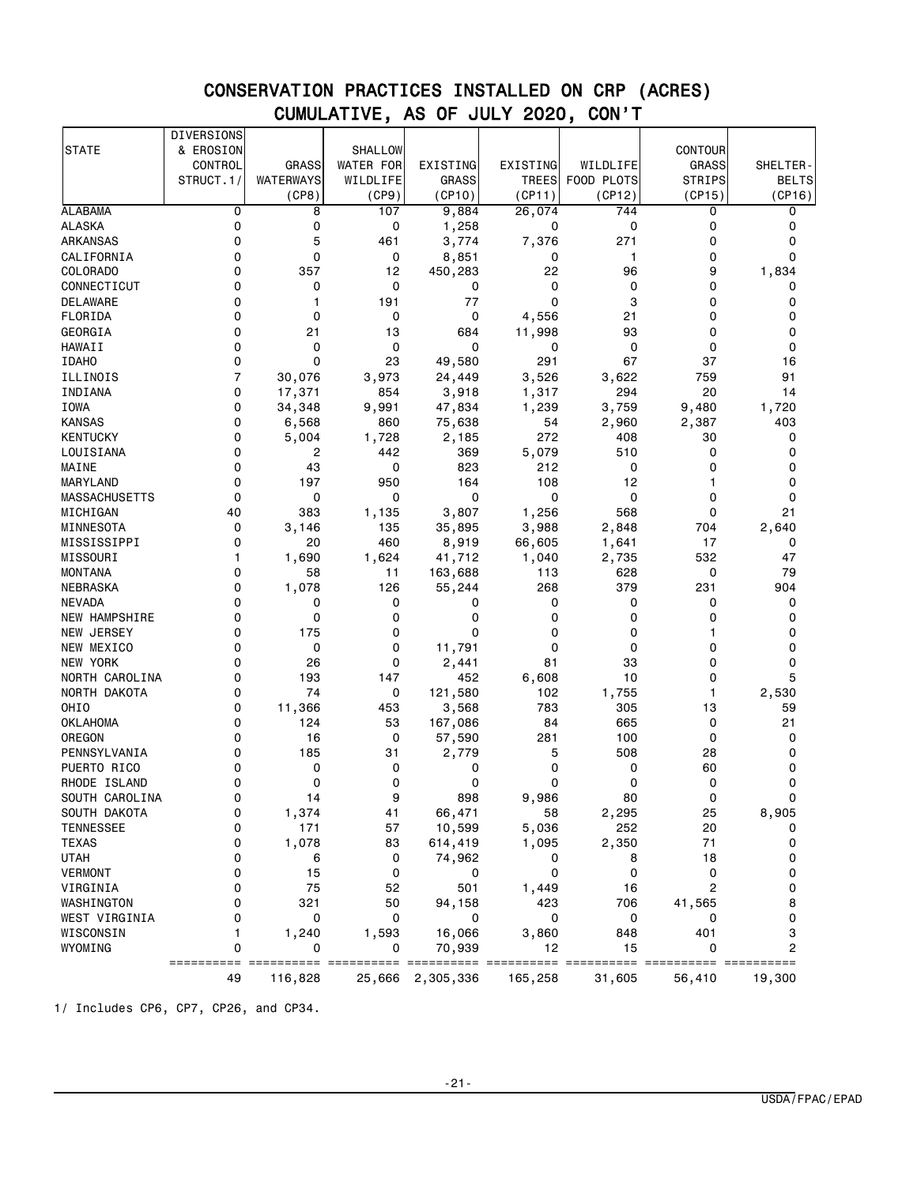# CONSERVATION PRACTICES INSTALLED ON CRP (ACRES)
## CUMULATIVE, AS OF JULY 2020, CON'T

| STATE | DIVERSIONS & EROSION CONTROL STRUCT.1/ | GRASS WATERWAYS (CP8) | SHALLOW WATER FOR WILDLIFE (CP9) | EXISTING GRASS (CP10) | EXISTING TREES (CP11) | WILDLIFE FOOD PLOTS (CP12) | CONTOUR GRASS STRIPS (CP15) | SHELTER-BELTS (CP16) |
|---|---|---|---|---|---|---|---|---|
| ALABAMA | 0 | 8 | 107 | 9,884 | 26,074 | 744 | 0 | 0 |
| ALASKA | 0 | 0 | 0 | 1,258 | 0 | 0 | 0 | 0 |
| ARKANSAS | 0 | 5 | 461 | 3,774 | 7,376 | 271 | 0 | 0 |
| CALIFORNIA | 0 | 0 | 0 | 8,851 | 0 | 1 | 0 | 0 |
| COLORADO | 0 | 357 | 12 | 450,283 | 22 | 96 | 9 | 1,834 |
| CONNECTICUT | 0 | 0 | 0 | 0 | 0 | 0 | 0 | 0 |
| DELAWARE | 0 | 1 | 191 | 77 | 0 | 3 | 0 | 0 |
| FLORIDA | 0 | 0 | 0 | 0 | 4,556 | 21 | 0 | 0 |
| GEORGIA | 0 | 21 | 13 | 684 | 11,998 | 93 | 0 | 0 |
| HAWAII | 0 | 0 | 0 | 0 | 0 | 0 | 0 | 0 |
| IDAHO | 0 | 0 | 23 | 49,580 | 291 | 67 | 37 | 16 |
| ILLINOIS | 7 | 30,076 | 3,973 | 24,449 | 3,526 | 3,622 | 759 | 91 |
| INDIANA | 0 | 17,371 | 854 | 3,918 | 1,317 | 294 | 20 | 14 |
| IOWA | 0 | 34,348 | 9,991 | 47,834 | 1,239 | 3,759 | 9,480 | 1,720 |
| KANSAS | 0 | 6,568 | 860 | 75,638 | 54 | 2,960 | 2,387 | 403 |
| KENTUCKY | 0 | 5,004 | 1,728 | 2,185 | 272 | 408 | 30 | 0 |
| LOUISIANA | 0 | 2 | 442 | 369 | 5,079 | 510 | 0 | 0 |
| MAINE | 0 | 43 | 0 | 823 | 212 | 0 | 0 | 0 |
| MARYLAND | 0 | 197 | 950 | 164 | 108 | 12 | 1 | 0 |
| MASSACHUSETTS | 0 | 0 | 0 | 0 | 0 | 0 | 0 | 0 |
| MICHIGAN | 40 | 383 | 1,135 | 3,807 | 1,256 | 568 | 0 | 21 |
| MINNESOTA | 0 | 3,146 | 135 | 35,895 | 3,988 | 2,848 | 704 | 2,640 |
| MISSISSIPPI | 0 | 20 | 460 | 8,919 | 66,605 | 1,641 | 17 | 0 |
| MISSOURI | 1 | 1,690 | 1,624 | 41,712 | 1,040 | 2,735 | 532 | 47 |
| MONTANA | 0 | 58 | 11 | 163,688 | 113 | 628 | 0 | 79 |
| NEBRASKA | 0 | 1,078 | 126 | 55,244 | 268 | 379 | 231 | 904 |
| NEVADA | 0 | 0 | 0 | 0 | 0 | 0 | 0 | 0 |
| NEW HAMPSHIRE | 0 | 0 | 0 | 0 | 0 | 0 | 0 | 0 |
| NEW JERSEY | 0 | 175 | 0 | 0 | 0 | 0 | 1 | 0 |
| NEW MEXICO | 0 | 0 | 0 | 11,791 | 0 | 0 | 0 | 0 |
| NEW YORK | 0 | 26 | 0 | 2,441 | 81 | 33 | 0 | 0 |
| NORTH CAROLINA | 0 | 193 | 147 | 452 | 6,608 | 10 | 0 | 5 |
| NORTH DAKOTA | 0 | 74 | 0 | 121,580 | 102 | 1,755 | 1 | 2,530 |
| OHIO | 0 | 11,366 | 453 | 3,568 | 783 | 305 | 13 | 59 |
| OKLAHOMA | 0 | 124 | 53 | 167,086 | 84 | 665 | 0 | 21 |
| OREGON | 0 | 16 | 0 | 57,590 | 281 | 100 | 0 | 0 |
| PENNSYLVANIA | 0 | 185 | 31 | 2,779 | 5 | 508 | 28 | 0 |
| PUERTO RICO | 0 | 0 | 0 | 0 | 0 | 0 | 60 | 0 |
| RHODE ISLAND | 0 | 0 | 0 | 0 | 0 | 0 | 0 | 0 |
| SOUTH CAROLINA | 0 | 14 | 9 | 898 | 9,986 | 80 | 0 | 0 |
| SOUTH DAKOTA | 0 | 1,374 | 41 | 66,471 | 58 | 2,295 | 25 | 8,905 |
| TENNESSEE | 0 | 171 | 57 | 10,599 | 5,036 | 252 | 20 | 0 |
| TEXAS | 0 | 1,078 | 83 | 614,419 | 1,095 | 2,350 | 71 | 0 |
| UTAH | 0 | 6 | 0 | 74,962 | 0 | 8 | 18 | 0 |
| VERMONT | 0 | 15 | 0 | 0 | 0 | 0 | 0 | 0 |
| VIRGINIA | 0 | 75 | 52 | 501 | 1,449 | 16 | 2 | 0 |
| WASHINGTON | 0 | 321 | 50 | 94,158 | 423 | 706 | 41,565 | 8 |
| WEST VIRGINIA | 0 | 0 | 0 | 0 | 0 | 0 | 0 | 0 |
| WISCONSIN | 1 | 1,240 | 1,593 | 16,066 | 3,860 | 848 | 401 | 3 |
| WYOMING | 0 | 0 | 0 | 70,939 | 12 | 15 | 0 | 2 |
| | 49 | 116,828 | 25,666 | 2,305,336 | 165,258 | 31,605 | 56,410 | 19,300 |

1/ Includes CP6, CP7, CP26, and CP34.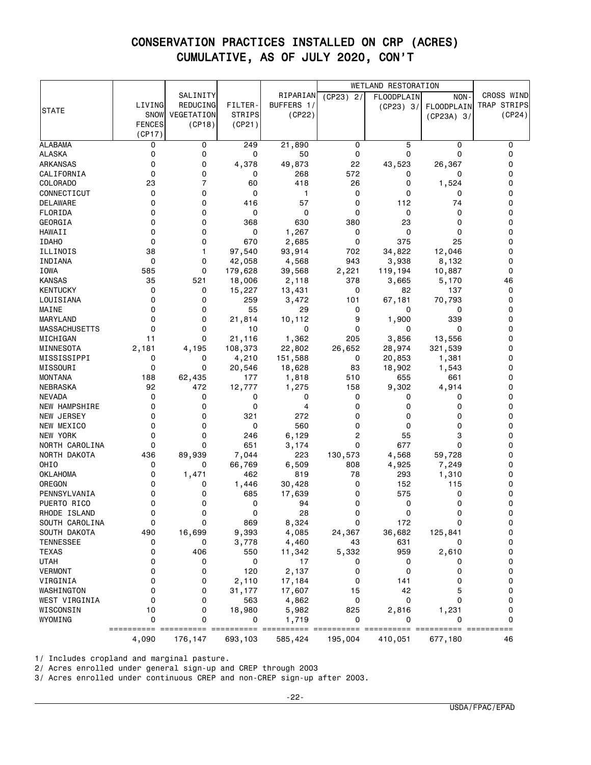# CONSERVATION PRACTICES INSTALLED ON CRP (ACRES)
## CUMULATIVE, AS OF JULY 2020, CON'T

| STATE | LIVING SNOW FENCES (CP17) | SALINITY REDUCING VEGETATION (CP18) | FILTER-STRIPS (CP21) | RIPARIAN BUFFERS 1/ (CP22) | WETLAND RESTORATION (CP23) 2/ | FLOODPLAIN (CP23) 3/ | NON-FLOODPLAIN (CP23A) 3/ | CROSS WIND TRAP STRIPS (CP24) |
|---|---|---|---|---|---|---|---|---|
| ALABAMA | 0 | 0 | 249 | 21,890 | 0 | 5 | 0 | 0 |
| ALASKA | 0 | 0 | 0 | 50 | 0 | 0 | 0 | 0 |
| ARKANSAS | 0 | 0 | 4,378 | 49,873 | 22 | 43,523 | 26,367 | 0 |
| CALIFORNIA | 0 | 0 | 0 | 268 | 572 | 0 | 0 | 0 |
| COLORADO | 23 | 7 | 60 | 418 | 26 | 0 | 1,524 | 0 |
| CONNECTICUT | 0 | 0 | 0 | 1 | 0 | 0 | 0 | 0 |
| DELAWARE | 0 | 0 | 416 | 57 | 0 | 112 | 74 | 0 |
| FLORIDA | 0 | 0 | 0 | 0 | 0 | 0 | 0 | 0 |
| GEORGIA | 0 | 0 | 368 | 630 | 380 | 23 | 0 | 0 |
| HAWAII | 0 | 0 | 0 | 1,267 | 0 | 0 | 0 | 0 |
| IDAHO | 0 | 0 | 670 | 2,685 | 0 | 375 | 25 | 0 |
| ILLINOIS | 38 | 1 | 97,540 | 93,914 | 702 | 34,822 | 12,046 | 0 |
| INDIANA | 0 | 0 | 42,058 | 4,568 | 943 | 3,938 | 8,132 | 0 |
| IOWA | 585 | 0 | 179,628 | 39,568 | 2,221 | 119,194 | 10,887 | 0 |
| KANSAS | 35 | 521 | 18,006 | 2,118 | 378 | 3,665 | 5,170 | 46 |
| KENTUCKY | 0 | 0 | 15,227 | 13,431 | 0 | 82 | 137 | 0 |
| LOUISIANA | 0 | 0 | 259 | 3,472 | 101 | 67,181 | 70,793 | 0 |
| MAINE | 0 | 0 | 55 | 29 | 0 | 0 | 0 | 0 |
| MARYLAND | 0 | 0 | 21,814 | 10,112 | 9 | 1,900 | 339 | 0 |
| MASSACHUSETTS | 0 | 0 | 10 | 0 | 0 | 0 | 0 | 0 |
| MICHIGAN | 11 | 0 | 21,116 | 1,362 | 205 | 3,856 | 13,556 | 0 |
| MINNESOTA | 2,181 | 4,195 | 108,373 | 22,802 | 26,652 | 28,974 | 321,539 | 0 |
| MISSISSIPPI | 0 | 0 | 4,210 | 151,588 | 0 | 20,853 | 1,381 | 0 |
| MISSOURI | 0 | 0 | 20,546 | 18,628 | 83 | 18,902 | 1,543 | 0 |
| MONTANA | 188 | 62,435 | 177 | 1,818 | 510 | 655 | 661 | 0 |
| NEBRASKA | 92 | 472 | 12,777 | 1,275 | 158 | 9,302 | 4,914 | 0 |
| NEVADA | 0 | 0 | 0 | 0 | 0 | 0 | 0 | 0 |
| NEW HAMPSHIRE | 0 | 0 | 0 | 4 | 0 | 0 | 0 | 0 |
| NEW JERSEY | 0 | 0 | 321 | 272 | 0 | 0 | 0 | 0 |
| NEW MEXICO | 0 | 0 | 0 | 560 | 0 | 0 | 0 | 0 |
| NEW YORK | 0 | 0 | 246 | 6,129 | 2 | 55 | 3 | 0 |
| NORTH CAROLINA | 0 | 0 | 651 | 3,174 | 0 | 677 | 0 | 0 |
| NORTH DAKOTA | 436 | 89,939 | 7,044 | 223 | 130,573 | 4,568 | 59,728 | 0 |
| OHIO | 0 | 0 | 66,769 | 6,509 | 808 | 4,925 | 7,249 | 0 |
| OKLAHOMA | 0 | 1,471 | 462 | 819 | 78 | 293 | 1,310 | 0 |
| OREGON | 0 | 0 | 1,446 | 30,428 | 0 | 152 | 115 | 0 |
| PENNSYLVANIA | 0 | 0 | 685 | 17,639 | 0 | 575 | 0 | 0 |
| PUERTO RICO | 0 | 0 | 0 | 94 | 0 | 0 | 0 | 0 |
| RHODE ISLAND | 0 | 0 | 0 | 28 | 0 | 0 | 0 | 0 |
| SOUTH CAROLINA | 0 | 0 | 869 | 8,324 | 0 | 172 | 0 | 0 |
| SOUTH DAKOTA | 490 | 16,699 | 9,393 | 4,085 | 24,367 | 36,682 | 125,841 | 0 |
| TENNESSEE | 0 | 0 | 3,778 | 4,460 | 43 | 631 | 0 | 0 |
| TEXAS | 0 | 406 | 550 | 11,342 | 5,332 | 959 | 2,610 | 0 |
| UTAH | 0 | 0 | 0 | 17 | 0 | 0 | 0 | 0 |
| VERMONT | 0 | 0 | 120 | 2,137 | 0 | 0 | 0 | 0 |
| VIRGINIA | 0 | 0 | 2,110 | 17,184 | 0 | 141 | 0 | 0 |
| WASHINGTON | 0 | 0 | 31,177 | 17,607 | 15 | 42 | 5 | 0 |
| WEST VIRGINIA | 0 | 0 | 563 | 4,862 | 0 | 0 | 0 | 0 |
| WISCONSIN | 10 | 0 | 18,980 | 5,982 | 825 | 2,816 | 1,231 | 0 |
| WYOMING | 0 | 0 | 0 | 1,719 | 0 | 0 | 0 | 0 |
| | 4,090 | 176,147 | 693,103 | 585,424 | 195,004 | 410,051 | 677,180 | 46 |

1/ Includes cropland and marginal pasture.
2/ Acres enrolled under general sign-up and CREP through 2003
3/ Acres enrolled under continuous CREP and non-CREP sign-up after 2003.

USDA/FPAC/EPAD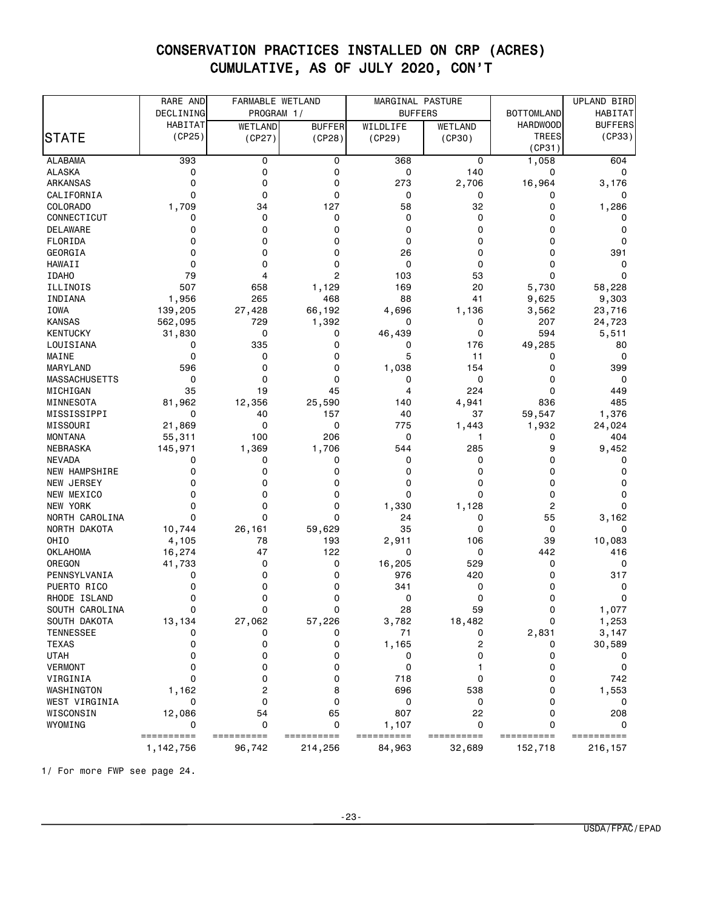# CONSERVATION PRACTICES INSTALLED ON CRP (ACRES)
## CUMULATIVE, AS OF JULY 2020, CON'T

| STATE | RARE AND DECLINING HABITAT (CP25) | FARMABLE WETLAND PROGRAM 1/ | | MARGINAL PASTURE BUFFERS | | BOTTOMLAND HARDWOOD TREES (CP31) | UPLAND BIRD HABITAT BUFFERS (CP33) |
|---|---|---|---|---|---|---|---|
| | | WETLAND (CP27) | BUFFER (CP28) | WILDLIFE (CP29) | WETLAND (CP30) | | |
| ALABAMA | 393 | 0 | 0 | 368 | 0 | 1,058 | 604 |
| ALASKA | 0 | 0 | 0 | 0 | 140 | 0 | 0 |
| ARKANSAS | 0 | 0 | 0 | 273 | 2,706 | 16,964 | 3,176 |
| CALIFORNIA | 0 | 0 | 0 | 0 | 0 | 0 | 0 |
| COLORADO | 1,709 | 34 | 127 | 58 | 32 | 0 | 1,286 |
| CONNECTICUT | 0 | 0 | 0 | 0 | 0 | 0 | 0 |
| DELAWARE | 0 | 0 | 0 | 0 | 0 | 0 | 0 |
| FLORIDA | 0 | 0 | 0 | 0 | 0 | 0 | 0 |
| GEORGIA | 0 | 0 | 0 | 26 | 0 | 0 | 391 |
| HAWAII | 0 | 0 | 0 | 0 | 0 | 0 | 0 |
| IDAHO | 79 | 4 | 2 | 103 | 53 | 0 | 0 |
| ILLINOIS | 507 | 658 | 1,129 | 169 | 20 | 5,730 | 58,228 |
| INDIANA | 1,956 | 265 | 468 | 88 | 41 | 9,625 | 9,303 |
| IOWA | 139,205 | 27,428 | 66,192 | 4,696 | 1,136 | 3,562 | 23,716 |
| KANSAS | 562,095 | 729 | 1,392 | 0 | 0 | 207 | 24,723 |
| KENTUCKY | 31,830 | 0 | 0 | 46,439 | 0 | 594 | 5,511 |
| LOUISIANA | 0 | 335 | 0 | 0 | 176 | 49,285 | 80 |
| MAINE | 0 | 0 | 0 | 5 | 11 | 0 | 0 |
| MARYLAND | 596 | 0 | 0 | 1,038 | 154 | 0 | 399 |
| MASSACHUSETTS | 0 | 0 | 0 | 0 | 0 | 0 | 0 |
| MICHIGAN | 35 | 19 | 45 | 4 | 224 | 0 | 449 |
| MINNESOTA | 81,962 | 12,356 | 25,590 | 140 | 4,941 | 836 | 485 |
| MISSISSIPPI | 0 | 40 | 157 | 40 | 37 | 59,547 | 1,376 |
| MISSOURI | 21,869 | 0 | 0 | 775 | 1,443 | 1,932 | 24,024 |
| MONTANA | 55,311 | 100 | 206 | 0 | 1 | 0 | 404 |
| NEBRASKA | 145,971 | 1,369 | 1,706 | 544 | 285 | 9 | 9,452 |
| NEVADA | 0 | 0 | 0 | 0 | 0 | 0 | 0 |
| NEW HAMPSHIRE | 0 | 0 | 0 | 0 | 0 | 0 | 0 |
| NEW JERSEY | 0 | 0 | 0 | 0 | 0 | 0 | 0 |
| NEW MEXICO | 0 | 0 | 0 | 0 | 0 | 0 | 0 |
| NEW YORK | 0 | 0 | 0 | 1,330 | 1,128 | 2 | 0 |
| NORTH CAROLINA | 0 | 0 | 0 | 24 | 0 | 55 | 3,162 |
| NORTH DAKOTA | 10,744 | 26,161 | 59,629 | 35 | 0 | 0 | 0 |
| OHIO | 4,105 | 78 | 193 | 2,911 | 106 | 39 | 10,083 |
| OKLAHOMA | 16,274 | 47 | 122 | 0 | 0 | 442 | 416 |
| OREGON | 41,733 | 0 | 0 | 16,205 | 529 | 0 | 0 |
| PENNSYLVANIA | 0 | 0 | 0 | 976 | 420 | 0 | 317 |
| PUERTO RICO | 0 | 0 | 0 | 341 | 0 | 0 | 0 |
| RHODE ISLAND | 0 | 0 | 0 | 0 | 0 | 0 | 0 |
| SOUTH CAROLINA | 0 | 0 | 0 | 28 | 59 | 0 | 1,077 |
| SOUTH DAKOTA | 13,134 | 27,062 | 57,226 | 3,782 | 18,482 | 0 | 1,253 |
| TENNESSEE | 0 | 0 | 0 | 71 | 0 | 2,831 | 3,147 |
| TEXAS | 0 | 0 | 0 | 1,165 | 2 | 0 | 30,589 |
| UTAH | 0 | 0 | 0 | 0 | 0 | 0 | 0 |
| VERMONT | 0 | 0 | 0 | 0 | 1 | 0 | 0 |
| VIRGINIA | 0 | 0 | 0 | 718 | 0 | 0 | 742 |
| WASHINGTON | 1,162 | 2 | 8 | 696 | 538 | 0 | 1,553 |
| WEST VIRGINIA | 0 | 0 | 0 | 0 | 0 | 0 | 0 |
| WISCONSIN | 12,086 | 54 | 65 | 807 | 22 | 0 | 208 |
| WYOMING | 0 | 0 | 0 | 1,107 | 0 | 0 | 0 |
| | 1,142,756 | 96,742 | 214,256 | 84,963 | 32,689 | 152,718 | 216,157 |

1/ For more FWP see page 24.

USDA/FPAC/EPAD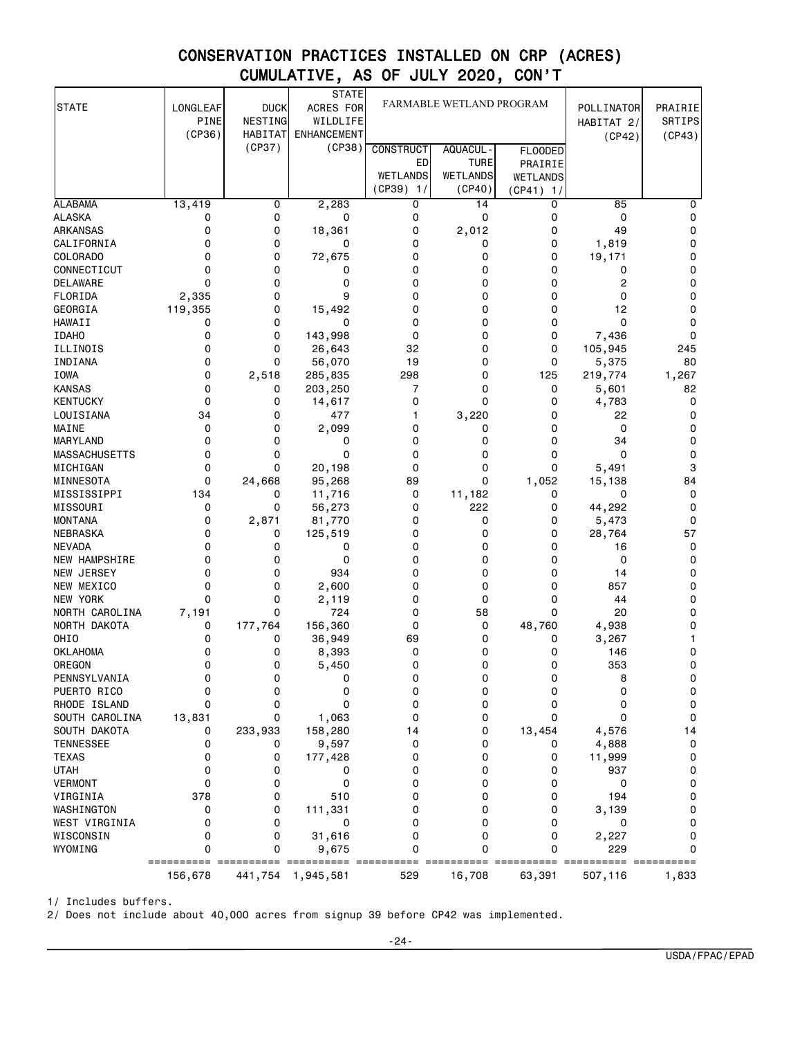# CONSERVATION PRACTICES INSTALLED ON CRP (ACRES)
## CUMULATIVE, AS OF JULY 2020, CON'T

| STATE | LONGLEAF PINE (CP36) | DUCK NESTING HABITAT (CP37) | STATE ACRES FOR WILDLIFE ENHANCEMENT (CP38) | FARMABLE WETLAND PROGRAM | | | POLLINATOR HABITAT 2/ (CP42) | PRAIRIE SRTIPS (CP43) |
|---|---|---|---|---|---|---|---|---|
| | | | | CONSTRUCTED WETLANDS (CP39) 1/ | AQUACUL-TURE WETLANDS (CP40) | FLOODED PRAIRIE WETLANDS (CP41) 1/ | | |
| ALABAMA | 13,419 | 0 | 2,283 | 0 | 14 | 0 | 85 | 0 |
| ALASKA | 0 | 0 | 0 | 0 | 0 | 0 | 0 | 0 |
| ARKANSAS | 0 | 0 | 18,361 | 0 | 2,012 | 0 | 49 | 0 |
| CALIFORNIA | 0 | 0 | 0 | 0 | 0 | 0 | 1,819 | 0 |
| COLORADO | 0 | 0 | 72,675 | 0 | 0 | 0 | 19,171 | 0 |
| CONNECTICUT | 0 | 0 | 0 | 0 | 0 | 0 | 0 | 0 |
| DELAWARE | 0 | 0 | 0 | 0 | 0 | 0 | 2 | 0 |
| FLORIDA | 2,335 | 0 | 9 | 0 | 0 | 0 | 0 | 0 |
| GEORGIA | 119,355 | 0 | 15,492 | 0 | 0 | 0 | 12 | 0 |
| HAWAII | 0 | 0 | 0 | 0 | 0 | 0 | 0 | 0 |
| IDAHO | 0 | 0 | 143,998 | 0 | 0 | 0 | 7,436 | 0 |
| ILLINOIS | 0 | 0 | 26,643 | 32 | 0 | 0 | 105,945 | 245 |
| INDIANA | 0 | 0 | 56,070 | 19 | 0 | 0 | 5,375 | 80 |
| IOWA | 0 | 2,518 | 285,835 | 298 | 0 | 125 | 219,774 | 1,267 |
| KANSAS | 0 | 0 | 203,250 | 7 | 0 | 0 | 5,601 | 82 |
| KENTUCKY | 0 | 0 | 14,617 | 0 | 0 | 0 | 4,783 | 0 |
| LOUISIANA | 34 | 0 | 477 | 1 | 3,220 | 0 | 22 | 0 |
| MAINE | 0 | 0 | 2,099 | 0 | 0 | 0 | 0 | 0 |
| MARYLAND | 0 | 0 | 0 | 0 | 0 | 0 | 34 | 0 |
| MASSACHUSETTS | 0 | 0 | 0 | 0 | 0 | 0 | 0 | 0 |
| MICHIGAN | 0 | 0 | 20,198 | 0 | 0 | 0 | 5,491 | 3 |
| MINNESOTA | 0 | 24,668 | 95,268 | 89 | 0 | 1,052 | 15,138 | 84 |
| MISSISSIPPI | 134 | 0 | 11,716 | 0 | 11,182 | 0 | 0 | 0 |
| MISSOURI | 0 | 0 | 56,273 | 0 | 222 | 0 | 44,292 | 0 |
| MONTANA | 0 | 2,871 | 81,770 | 0 | 0 | 0 | 5,473 | 0 |
| NEBRASKA | 0 | 0 | 125,519 | 0 | 0 | 0 | 28,764 | 57 |
| NEVADA | 0 | 0 | 0 | 0 | 0 | 0 | 16 | 0 |
| NEW HAMPSHIRE | 0 | 0 | 0 | 0 | 0 | 0 | 0 | 0 |
| NEW JERSEY | 0 | 0 | 934 | 0 | 0 | 0 | 14 | 0 |
| NEW MEXICO | 0 | 0 | 2,600 | 0 | 0 | 0 | 857 | 0 |
| NEW YORK | 0 | 0 | 2,119 | 0 | 0 | 0 | 44 | 0 |
| NORTH CAROLINA | 7,191 | 0 | 724 | 0 | 58 | 0 | 20 | 0 |
| NORTH DAKOTA | 0 | 177,764 | 156,360 | 0 | 0 | 48,760 | 4,938 | 0 |
| OHIO | 0 | 0 | 36,949 | 69 | 0 | 0 | 3,267 | 1 |
| OKLAHOMA | 0 | 0 | 8,393 | 0 | 0 | 0 | 146 | 0 |
| OREGON | 0 | 0 | 5,450 | 0 | 0 | 0 | 353 | 0 |
| PENNSYLVANIA | 0 | 0 | 0 | 0 | 0 | 0 | 8 | 0 |
| PUERTO RICO | 0 | 0 | 0 | 0 | 0 | 0 | 0 | 0 |
| RHODE ISLAND | 0 | 0 | 0 | 0 | 0 | 0 | 0 | 0 |
| SOUTH CAROLINA | 13,831 | 0 | 1,063 | 0 | 0 | 0 | 0 | 0 |
| SOUTH DAKOTA | 0 | 233,933 | 158,280 | 14 | 0 | 13,454 | 4,576 | 14 |
| TENNESSEE | 0 | 0 | 9,597 | 0 | 0 | 0 | 4,888 | 0 |
| TEXAS | 0 | 0 | 177,428 | 0 | 0 | 0 | 11,999 | 0 |
| UTAH | 0 | 0 | 0 | 0 | 0 | 0 | 937 | 0 |
| VERMONT | 0 | 0 | 0 | 0 | 0 | 0 | 0 | 0 |
| VIRGINIA | 378 | 0 | 510 | 0 | 0 | 0 | 194 | 0 |
| WASHINGTON | 0 | 0 | 111,331 | 0 | 0 | 0 | 3,139 | 0 |
| WEST VIRGINIA | 0 | 0 | 0 | 0 | 0 | 0 | 0 | 0 |
| WISCONSIN | 0 | 0 | 31,616 | 0 | 0 | 0 | 2,227 | 0 |
| WYOMING | 0 | 0 | 9,675 | 0 | 0 | 0 | 229 | 0 |
| | 156,678 | 441,754 | 1,945,581 | 529 | 16,708 | 63,391 | 507,116 | 1,833 |

1/ Includes buffers.

2/ Does not include about 40,000 acres from signup 39 before CP42 was implemented.

USDA/FPAC/EPAD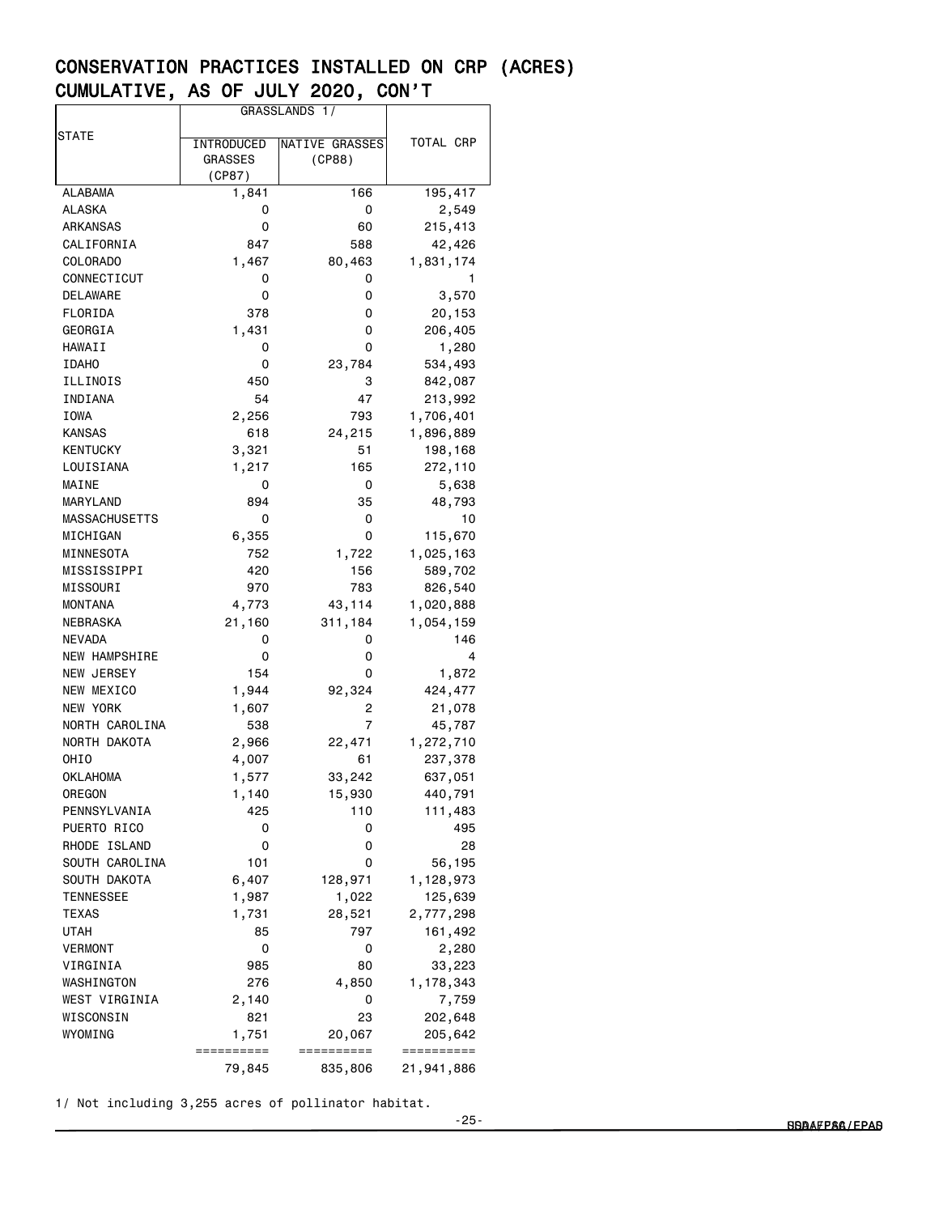# CONSERVATION PRACTICES INSTALLED ON CRP (ACRES)
# CUMULATIVE, AS OF JULY 2020, CON'T

| STATE | GRASSLANDS 1/ | | TOTAL CRP |
|---|---|---|---|
| | INTRODUCED GRASSES (CP87) | NATIVE GRASSES (CP88) | |
| ALABAMA | 1,841 | 166 | 195,417 |
| ALASKA | 0 | 0 | 2,549 |
| ARKANSAS | 0 | 60 | 215,413 |
| CALIFORNIA | 847 | 588 | 42,426 |
| COLORADO | 1,467 | 80,463 | 1,831,174 |
| CONNECTICUT | 0 | 0 | 1 |
| DELAWARE | 0 | 0 | 3,570 |
| FLORIDA | 378 | 0 | 20,153 |
| GEORGIA | 1,431 | 0 | 206,405 |
| HAWAII | 0 | 0 | 1,280 |
| IDAHO | 0 | 23,784 | 534,493 |
| ILLINOIS | 450 | 3 | 842,087 |
| INDIANA | 54 | 47 | 213,992 |
| IOWA | 2,256 | 793 | 1,706,401 |
| KANSAS | 618 | 24,215 | 1,896,889 |
| KENTUCKY | 3,321 | 51 | 198,168 |
| LOUISIANA | 1,217 | 165 | 272,110 |
| MAINE | 0 | 0 | 5,638 |
| MARYLAND | 894 | 35 | 48,793 |
| MASSACHUSETTS | 0 | 0 | 10 |
| MICHIGAN | 6,355 | 0 | 115,670 |
| MINNESOTA | 752 | 1,722 | 1,025,163 |
| MISSISSIPPI | 420 | 156 | 589,702 |
| MISSOURI | 970 | 783 | 826,540 |
| MONTANA | 4,773 | 43,114 | 1,020,888 |
| NEBRASKA | 21,160 | 311,184 | 1,054,159 |
| NEVADA | 0 | 0 | 146 |
| NEW HAMPSHIRE | 0 | 0 | 4 |
| NEW JERSEY | 154 | 0 | 1,872 |
| NEW MEXICO | 1,944 | 92,324 | 424,477 |
| NEW YORK | 1,607 | 2 | 21,078 |
| NORTH CAROLINA | 538 | 7 | 45,787 |
| NORTH DAKOTA | 2,966 | 22,471 | 1,272,710 |
| OHIO | 4,007 | 61 | 237,378 |
| OKLAHOMA | 1,577 | 33,242 | 637,051 |
| OREGON | 1,140 | 15,930 | 440,791 |
| PENNSYLVANIA | 425 | 110 | 111,483 |
| PUERTO RICO | 0 | 0 | 495 |
| RHODE ISLAND | 0 | 0 | 28 |
| SOUTH CAROLINA | 101 | 0 | 56,195 |
| SOUTH DAKOTA | 6,407 | 128,971 | 1,128,973 |
| TENNESSEE | 1,987 | 1,022 | 125,639 |
| TEXAS | 1,731 | 28,521 | 2,777,298 |
| UTAH | 85 | 797 | 161,492 |
| VERMONT | 0 | 0 | 2,280 |
| VIRGINIA | 985 | 80 | 33,223 |
| WASHINGTON | 276 | 4,850 | 1,178,343 |
| WEST VIRGINIA | 2,140 | 0 | 7,759 |
| WISCONSIN | 821 | 23 | 202,648 |
| WYOMING | 1,751 | 20,067 | 205,642 |
| | 79,845 | 835,806 | 21,941,886 |

1/ Not including 3,255 acres of pollinator habitat.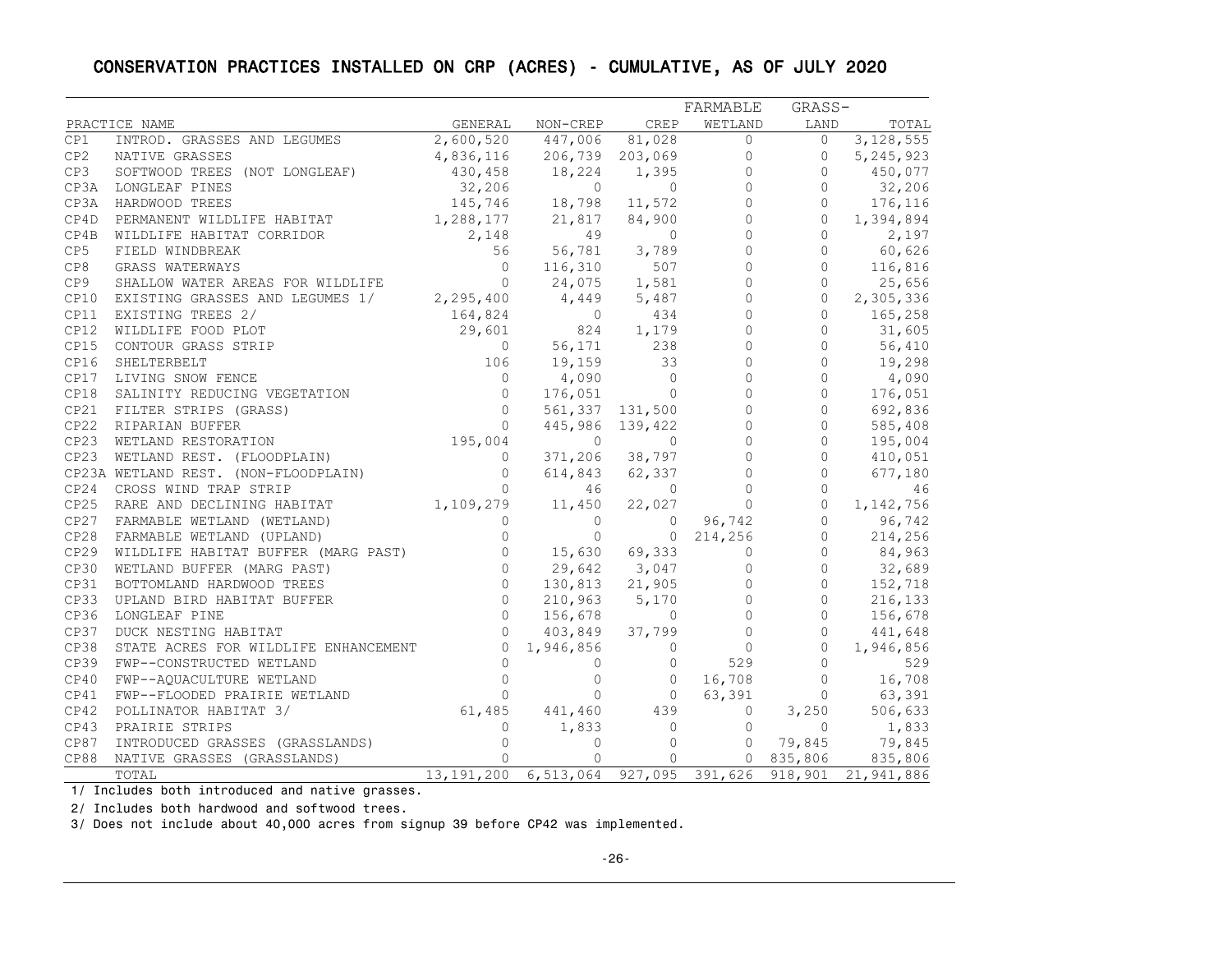## CONSERVATION PRACTICES INSTALLED ON CRP (ACRES) - CUMULATIVE, AS OF JULY 2020

| PRACTICE | NAME | GENERAL | NON-CREP | CREP | FARMABLE WETLAND | GRASS-LAND | TOTAL |
|---|---|---|---|---|---|---|---|
| CP1 | INTROD. GRASSES AND LEGUMES | 2,600,520 | 447,006 | 81,028 | 0 | 0 | 3,128,555 |
| CP2 | NATIVE GRASSES | 4,836,116 | 206,739 | 203,069 | 0 | 0 | 5,245,923 |
| CP3 | SOFTWOOD TREES (NOT LONGLEAF) | 430,458 | 18,224 | 1,395 | 0 | 0 | 450,077 |
| CP3A | LONGLEAF PINES | 32,206 | 0 | 0 | 0 | 0 | 32,206 |
| CP3A | HARDWOOD TREES | 145,746 | 18,798 | 11,572 | 0 | 0 | 176,116 |
| CP4D | PERMANENT WILDLIFE HABITAT | 1,288,177 | 21,817 | 84,900 | 0 | 0 | 1,394,894 |
| CP4B | WILDLIFE HABITAT CORRIDOR | 2,148 | 49 | 0 | 0 | 0 | 2,197 |
| CP5 | FIELD WINDBREAK | 56 | 56,781 | 3,789 | 0 | 0 | 60,626 |
| CP8 | GRASS WATERWAYS | 0 | 116,310 | 507 | 0 | 0 | 116,816 |
| CP9 | SHALLOW WATER AREAS FOR WILDLIFE | 0 | 24,075 | 1,581 | 0 | 0 | 25,656 |
| CP10 | EXISTING GRASSES AND LEGUMES 1/ | 2,295,400 | 4,449 | 5,487 | 0 | 0 | 2,305,336 |
| CP11 | EXISTING TREES 2/ | 164,824 | 0 | 434 | 0 | 0 | 165,258 |
| CP12 | WILDLIFE FOOD PLOT | 29,601 | 824 | 1,179 | 0 | 0 | 31,605 |
| CP15 | CONTOUR GRASS STRIP | 0 | 56,171 | 238 | 0 | 0 | 56,410 |
| CP16 | SHELTERBELT | 106 | 19,159 | 33 | 0 | 0 | 19,298 |
| CP17 | LIVING SNOW FENCE | 0 | 4,090 | 0 | 0 | 0 | 4,090 |
| CP18 | SALINITY REDUCING VEGETATION | 0 | 176,051 | 0 | 0 | 0 | 176,051 |
| CP21 | FILTER STRIPS (GRASS) | 0 | 561,337 | 131,500 | 0 | 0 | 692,836 |
| CP22 | RIPARIAN BUFFER | 0 | 445,986 | 139,422 | 0 | 0 | 585,408 |
| CP23 | WETLAND RESTORATION | 195,004 | 0 | 0 | 0 | 0 | 195,004 |
| CP23 | WETLAND REST. (FLOODPLAIN) | 0 | 371,206 | 38,797 | 0 | 0 | 410,051 |
| CP23A | WETLAND REST. (NON-FLOODPLAIN) | 0 | 614,843 | 62,337 | 0 | 0 | 677,180 |
| CP24 | CROSS WIND TRAP STRIP | 0 | 46 | 0 | 0 | 0 | 46 |
| CP25 | RARE AND DECLINING HABITAT | 1,109,279 | 11,450 | 22,027 | 0 | 0 | 1,142,756 |
| CP27 | FARMABLE WETLAND (WETLAND) | 0 | 0 | 0 | 96,742 | 0 | 96,742 |
| CP28 | FARMABLE WETLAND (UPLAND) | 0 | 0 | 0 | 214,256 | 0 | 214,256 |
| CP29 | WILDLIFE HABITAT BUFFER (MARG PAST) | 0 | 15,630 | 69,333 | 0 | 0 | 84,963 |
| CP30 | WETLAND BUFFER (MARG PAST) | 0 | 29,642 | 3,047 | 0 | 0 | 32,689 |
| CP31 | BOTTOMLAND HARDWOOD TREES | 0 | 130,813 | 21,905 | 0 | 0 | 152,718 |
| CP33 | UPLAND BIRD HABITAT BUFFER | 0 | 210,963 | 5,170 | 0 | 0 | 216,133 |
| CP36 | LONGLEAF PINE | 0 | 156,678 | 0 | 0 | 0 | 156,678 |
| CP37 | DUCK NESTING HABITAT | 0 | 403,849 | 37,799 | 0 | 0 | 441,648 |
| CP38 | STATE ACRES FOR WILDLIFE ENHANCEMENT | 0 | 1,946,856 | 0 | 0 | 0 | 1,946,856 |
| CP39 | FWP--CONSTRUCTED WETLAND | 0 | 0 | 0 | 529 | 0 | 529 |
| CP40 | FWP--AQUACULTURE WETLAND | 0 | 0 | 0 | 16,708 | 0 | 16,708 |
| CP41 | FWP--FLOODED PRAIRIE WETLAND | 0 | 0 | 0 | 63,391 | 0 | 63,391 |
| CP42 | POLLINATOR HABITAT 3/ | 61,485 | 441,460 | 439 | 0 | 3,250 | 506,633 |
| CP43 | PRAIRIE STRIPS | 0 | 1,833 | 0 | 0 | 0 | 1,833 |
| CP87 | INTRODUCED GRASSES (GRASSLANDS) | 0 | 0 | 0 | 0 | 79,845 | 79,845 |
| CP88 | NATIVE GRASSES (GRASSLANDS) | 0 | 0 | 0 | 0 | 835,806 | 835,806 |
| | TOTAL | 13,191,200 | 6,513,064 | 927,095 | 391,626 | 918,901 | 21,941,886 |

1/ Includes both introduced and native grasses.

2/ Includes both hardwood and softwood trees.

3/ Does not include about 40,000 acres from signup 39 before CP42 was implemented.